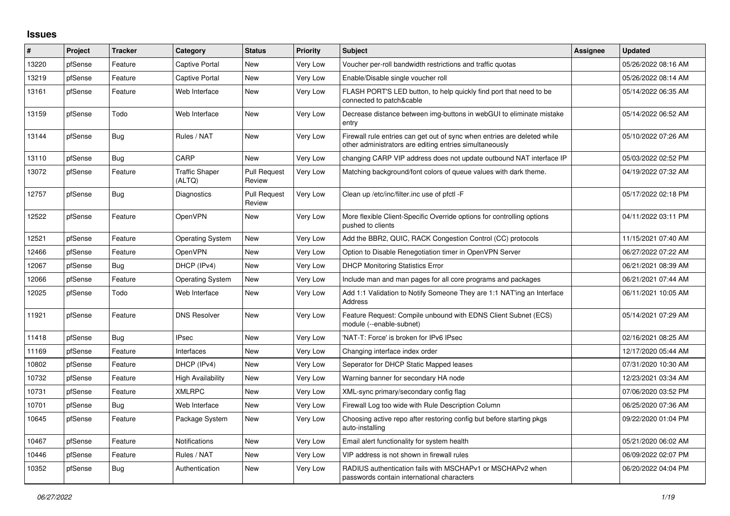# Issues

| # | Project | Tracker | Category | Status | Priority | Subject | Assignee | Updated |
|---|---|---|---|---|---|---|---|---|
| 13220 | pfSense | Feature | Captive Portal | New | Very Low | Voucher per-roll bandwidth restrictions and traffic quotas | | 05/26/2022 08:16 AM |
| 13219 | pfSense | Feature | Captive Portal | New | Very Low | Enable/Disable single voucher roll | | 05/26/2022 08:14 AM |
| 13161 | pfSense | Feature | Web Interface | New | Very Low | FLASH PORT'S LED button, to help quickly find port that need to be connected to patch&cable | | 05/14/2022 06:35 AM |
| 13159 | pfSense | Todo | Web Interface | New | Very Low | Decrease distance between img-buttons in webGUI to eliminate mistake entry | | 05/14/2022 06:52 AM |
| 13144 | pfSense | Bug | Rules / NAT | New | Very Low | Firewall rule entries can get out of sync when entries are deleted while other administrators are editing entries simultaneously | | 05/10/2022 07:26 AM |
| 13110 | pfSense | Bug | CARP | New | Very Low | changing CARP VIP address does not update outbound NAT interface IP | | 05/03/2022 02:52 PM |
| 13072 | pfSense | Feature | Traffic Shaper (ALTQ) | Pull Request Review | Very Low | Matching background/font colors of queue values with dark theme. | | 04/19/2022 07:32 AM |
| 12757 | pfSense | Bug | Diagnostics | Pull Request Review | Very Low | Clean up /etc/inc/filter.inc use of pfctl -F | | 05/17/2022 02:18 PM |
| 12522 | pfSense | Feature | OpenVPN | New | Very Low | More flexible Client-Specific Override options for controlling options pushed to clients | | 04/11/2022 03:11 PM |
| 12521 | pfSense | Feature | Operating System | New | Very Low | Add the BBR2, QUIC, RACK Congestion Control (CC) protocols | | 11/15/2021 07:40 AM |
| 12466 | pfSense | Feature | OpenVPN | New | Very Low | Option to Disable Renegotiation timer in OpenVPN Server | | 06/27/2022 07:22 AM |
| 12067 | pfSense | Bug | DHCP (IPv4) | New | Very Low | DHCP Monitoring Statistics Error | | 06/21/2021 08:39 AM |
| 12066 | pfSense | Feature | Operating System | New | Very Low | Include man and man pages for all core programs and packages | | 06/21/2021 07:44 AM |
| 12025 | pfSense | Todo | Web Interface | New | Very Low | Add 1:1 Validation to Notify Someone They are 1:1 NAT'ing an Interface Address | | 06/11/2021 10:05 AM |
| 11921 | pfSense | Feature | DNS Resolver | New | Very Low | Feature Request: Compile unbound with EDNS Client Subnet (ECS) module (--enable-subnet) | | 05/14/2021 07:29 AM |
| 11418 | pfSense | Bug | IPsec | New | Very Low | 'NAT-T: Force' is broken for IPv6 IPsec | | 02/16/2021 08:25 AM |
| 11169 | pfSense | Feature | Interfaces | New | Very Low | Changing interface index order | | 12/17/2020 05:44 AM |
| 10802 | pfSense | Feature | DHCP (IPv4) | New | Very Low | Seperator for DHCP Static Mapped leases | | 07/31/2020 10:30 AM |
| 10732 | pfSense | Feature | High Availability | New | Very Low | Warning banner for secondary HA node | | 12/23/2021 03:34 AM |
| 10731 | pfSense | Feature | XMLRPC | New | Very Low | XML-sync primary/secondary config flag | | 07/06/2020 03:52 PM |
| 10701 | pfSense | Bug | Web Interface | New | Very Low | Firewall Log too wide with Rule Description Column | | 06/25/2020 07:36 AM |
| 10645 | pfSense | Feature | Package System | New | Very Low | Choosing active repo after restoring config but before starting pkgs auto-installing | | 09/22/2020 01:04 PM |
| 10467 | pfSense | Feature | Notifications | New | Very Low | Email alert functionality for system health | | 05/21/2020 06:02 AM |
| 10446 | pfSense | Feature | Rules / NAT | New | Very Low | VIP address is not shown in firewall rules | | 06/09/2022 02:07 PM |
| 10352 | pfSense | Bug | Authentication | New | Very Low | RADIUS authentication fails with MSCHAPv1 or MSCHAPv2 when passwords contain international characters | | 06/20/2022 04:04 PM |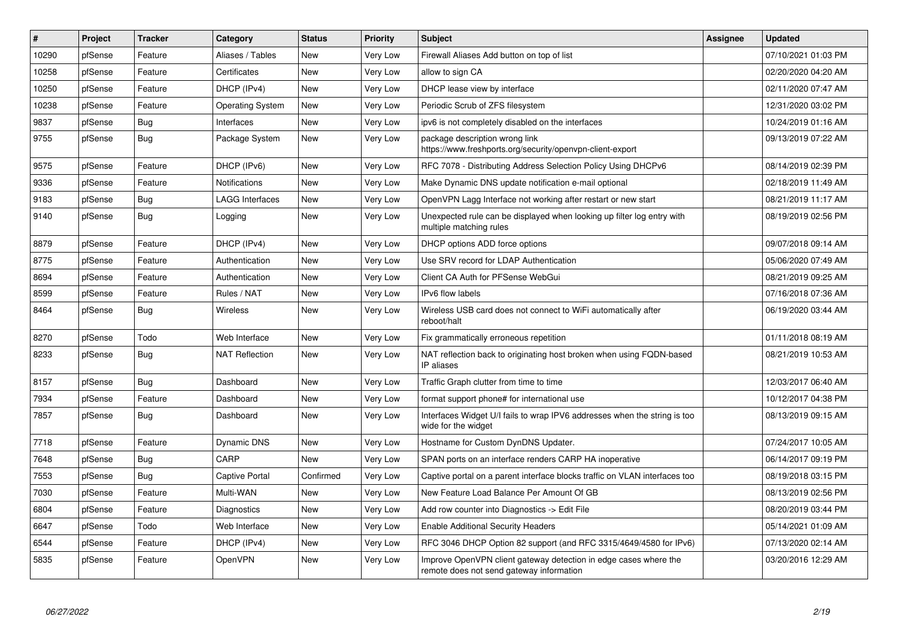| # | Project | Tracker | Category | Status | Priority | Subject | Assignee | Updated |
|---|---|---|---|---|---|---|---|---|
| 10290 | pfSense | Feature | Aliases / Tables | New | Very Low | Firewall Aliases Add button on top of list | | 07/10/2021 01:03 PM |
| 10258 | pfSense | Feature | Certificates | New | Very Low | allow to sign CA | | 02/20/2020 04:20 AM |
| 10250 | pfSense | Feature | DHCP (IPv4) | New | Very Low | DHCP lease view by interface | | 02/11/2020 07:47 AM |
| 10238 | pfSense | Feature | Operating System | New | Very Low | Periodic Scrub of ZFS filesystem | | 12/31/2020 03:02 PM |
| 9837 | pfSense | Bug | Interfaces | New | Very Low | ipv6 is not completely disabled on the interfaces | | 10/24/2019 01:16 AM |
| 9755 | pfSense | Bug | Package System | New | Very Low | package description wrong link https://www.freshports.org/security/openvpn-client-export | | 09/13/2019 07:22 AM |
| 9575 | pfSense | Feature | DHCP (IPv6) | New | Very Low | RFC 7078 - Distributing Address Selection Policy Using DHCPv6 | | 08/14/2019 02:39 PM |
| 9336 | pfSense | Feature | Notifications | New | Very Low | Make Dynamic DNS update notification e-mail optional | | 02/18/2019 11:49 AM |
| 9183 | pfSense | Bug | LAGG Interfaces | New | Very Low | OpenVPN Lagg Interface not working after restart or new start | | 08/21/2019 11:17 AM |
| 9140 | pfSense | Bug | Logging | New | Very Low | Unexpected rule can be displayed when looking up filter log entry with multiple matching rules | | 08/19/2019 02:56 PM |
| 8879 | pfSense | Feature | DHCP (IPv4) | New | Very Low | DHCP options ADD force options | | 09/07/2018 09:14 AM |
| 8775 | pfSense | Feature | Authentication | New | Very Low | Use SRV record for LDAP Authentication | | 05/06/2020 07:49 AM |
| 8694 | pfSense | Feature | Authentication | New | Very Low | Client CA Auth for PFSense WebGui | | 08/21/2019 09:25 AM |
| 8599 | pfSense | Feature | Rules / NAT | New | Very Low | IPv6 flow labels | | 07/16/2018 07:36 AM |
| 8464 | pfSense | Bug | Wireless | New | Very Low | Wireless USB card does not connect to WiFi automatically after reboot/halt | | 06/19/2020 03:44 AM |
| 8270 | pfSense | Todo | Web Interface | New | Very Low | Fix grammatically erroneous repetition | | 01/11/2018 08:19 AM |
| 8233 | pfSense | Bug | NAT Reflection | New | Very Low | NAT reflection back to originating host broken when using FQDN-based IP aliases | | 08/21/2019 10:53 AM |
| 8157 | pfSense | Bug | Dashboard | New | Very Low | Traffic Graph clutter from time to time | | 12/03/2017 06:40 AM |
| 7934 | pfSense | Feature | Dashboard | New | Very Low | format support phone# for international use | | 10/12/2017 04:38 PM |
| 7857 | pfSense | Bug | Dashboard | New | Very Low | Interfaces Widget U/I fails to wrap IPV6 addresses when the string is too wide for the widget | | 08/13/2019 09:15 AM |
| 7718 | pfSense | Feature | Dynamic DNS | New | Very Low | Hostname for Custom DynDNS Updater. | | 07/24/2017 10:05 AM |
| 7648 | pfSense | Bug | CARP | New | Very Low | SPAN ports on an interface renders CARP HA inoperative | | 06/14/2017 09:19 PM |
| 7553 | pfSense | Bug | Captive Portal | Confirmed | Very Low | Captive portal on a parent interface blocks traffic on VLAN interfaces too | | 08/19/2018 03:15 PM |
| 7030 | pfSense | Feature | Multi-WAN | New | Very Low | New Feature Load Balance Per Amount Of GB | | 08/13/2019 02:56 PM |
| 6804 | pfSense | Feature | Diagnostics | New | Very Low | Add row counter into Diagnostics -> Edit File | | 08/20/2019 03:44 PM |
| 6647 | pfSense | Todo | Web Interface | New | Very Low | Enable Additional Security Headers | | 05/14/2021 01:09 AM |
| 6544 | pfSense | Feature | DHCP (IPv4) | New | Very Low | RFC 3046 DHCP Option 82 support (and RFC 3315/4649/4580 for IPv6) | | 07/13/2020 02:14 AM |
| 5835 | pfSense | Feature | OpenVPN | New | Very Low | Improve OpenVPN client gateway detection in edge cases where the remote does not send gateway information | | 03/20/2016 12:29 AM |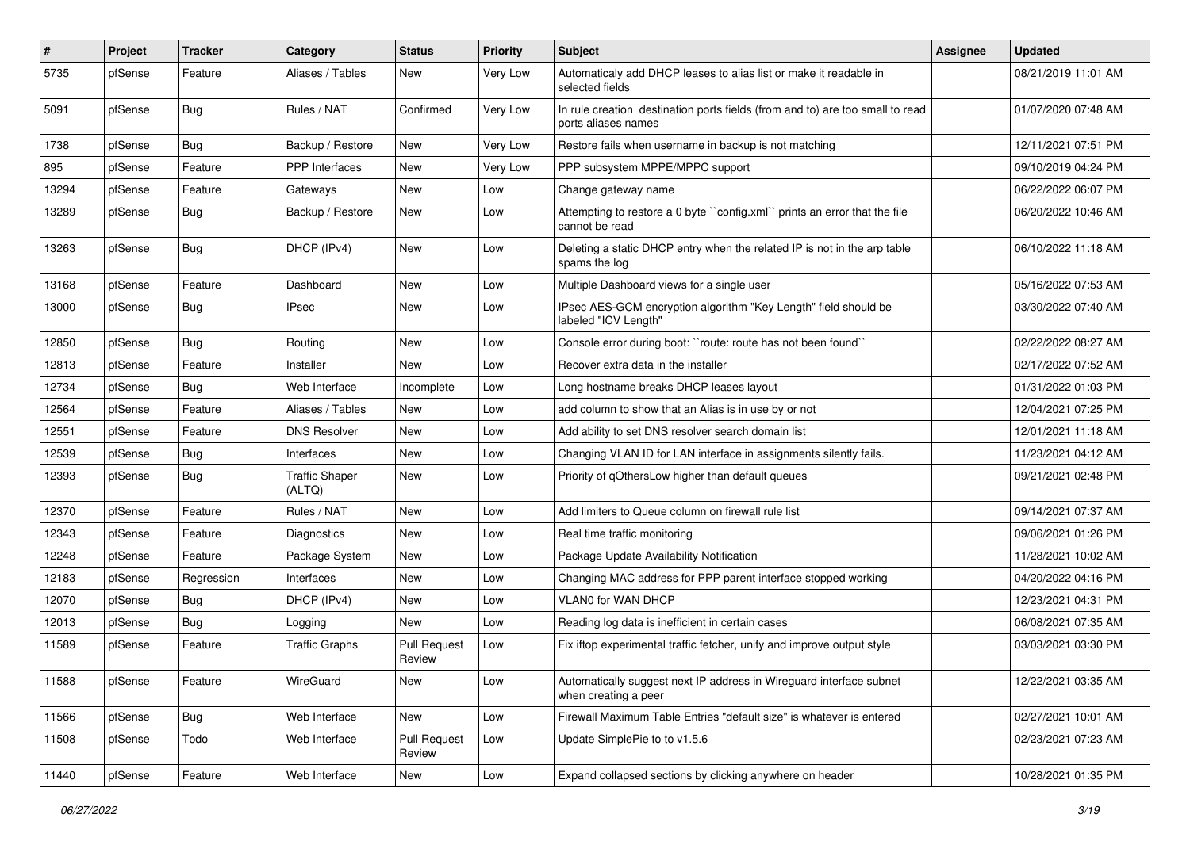| # | Project | Tracker | Category | Status | Priority | Subject | Assignee | Updated |
|---|---|---|---|---|---|---|---|---|
| 5735 | pfSense | Feature | Aliases / Tables | New | Very Low | Automaticaly add DHCP leases to alias list or make it readable in selected fields | | 08/21/2019 11:01 AM |
| 5091 | pfSense | Bug | Rules / NAT | Confirmed | Very Low | In rule creation destination ports fields (from and to) are too small to read ports aliases names | | 01/07/2020 07:48 AM |
| 1738 | pfSense | Bug | Backup / Restore | New | Very Low | Restore fails when username in backup is not matching | | 12/11/2021 07:51 PM |
| 895 | pfSense | Feature | PPP Interfaces | New | Very Low | PPP subsystem MPPE/MPPC support | | 09/10/2019 04:24 PM |
| 13294 | pfSense | Feature | Gateways | New | Low | Change gateway name | | 06/22/2022 06:07 PM |
| 13289 | pfSense | Bug | Backup / Restore | New | Low | Attempting to restore a 0 byte ``config.xml`` prints an error that the file cannot be read | | 06/20/2022 10:46 AM |
| 13263 | pfSense | Bug | DHCP (IPv4) | New | Low | Deleting a static DHCP entry when the related IP is not in the arp table spams the log | | 06/10/2022 11:18 AM |
| 13168 | pfSense | Feature | Dashboard | New | Low | Multiple Dashboard views for a single user | | 05/16/2022 07:53 AM |
| 13000 | pfSense | Bug | IPsec | New | Low | IPsec AES-GCM encryption algorithm "Key Length" field should be labeled "ICV Length" | | 03/30/2022 07:40 AM |
| 12850 | pfSense | Bug | Routing | New | Low | Console error during boot: ``route: route has not been found`` | | 02/22/2022 08:27 AM |
| 12813 | pfSense | Feature | Installer | New | Low | Recover extra data in the installer | | 02/17/2022 07:52 AM |
| 12734 | pfSense | Bug | Web Interface | Incomplete | Low | Long hostname breaks DHCP leases layout | | 01/31/2022 01:03 PM |
| 12564 | pfSense | Feature | Aliases / Tables | New | Low | add column to show that an Alias is in use by or not | | 12/04/2021 07:25 PM |
| 12551 | pfSense | Feature | DNS Resolver | New | Low | Add ability to set DNS resolver search domain list | | 12/01/2021 11:18 AM |
| 12539 | pfSense | Bug | Interfaces | New | Low | Changing VLAN ID for LAN interface in assignments silently fails. | | 11/23/2021 04:12 AM |
| 12393 | pfSense | Bug | Traffic Shaper (ALTQ) | New | Low | Priority of qOthersLow higher than default queues | | 09/21/2021 02:48 PM |
| 12370 | pfSense | Feature | Rules / NAT | New | Low | Add limiters to Queue column on firewall rule list | | 09/14/2021 07:37 AM |
| 12343 | pfSense | Feature | Diagnostics | New | Low | Real time traffic monitoring | | 09/06/2021 01:26 PM |
| 12248 | pfSense | Feature | Package System | New | Low | Package Update Availability Notification | | 11/28/2021 10:02 AM |
| 12183 | pfSense | Regression | Interfaces | New | Low | Changing MAC address for PPP parent interface stopped working | | 04/20/2022 04:16 PM |
| 12070 | pfSense | Bug | DHCP (IPv4) | New | Low | VLAN0 for WAN DHCP | | 12/23/2021 04:31 PM |
| 12013 | pfSense | Bug | Logging | New | Low | Reading log data is inefficient in certain cases | | 06/08/2021 07:35 AM |
| 11589 | pfSense | Feature | Traffic Graphs | Pull Request Review | Low | Fix iftop experimental traffic fetcher, unify and improve output style | | 03/03/2021 03:30 PM |
| 11588 | pfSense | Feature | WireGuard | New | Low | Automatically suggest next IP address in Wireguard interface subnet when creating a peer | | 12/22/2021 03:35 AM |
| 11566 | pfSense | Bug | Web Interface | New | Low | Firewall Maximum Table Entries "default size" is whatever is entered | | 02/27/2021 10:01 AM |
| 11508 | pfSense | Todo | Web Interface | Pull Request Review | Low | Update SimplePie to to v1.5.6 | | 02/23/2021 07:23 AM |
| 11440 | pfSense | Feature | Web Interface | New | Low | Expand collapsed sections by clicking anywhere on header | | 10/28/2021 01:35 PM |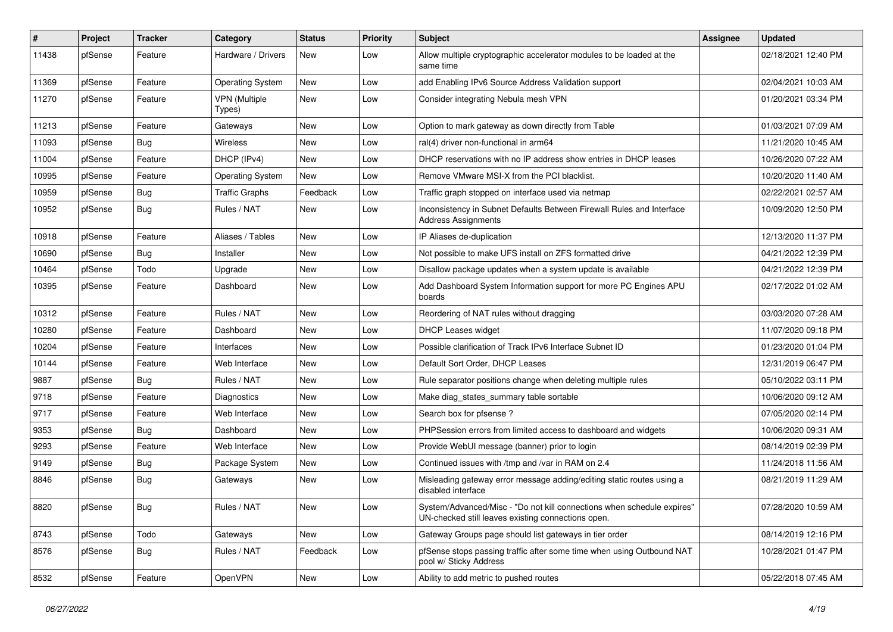| # | Project | Tracker | Category | Status | Priority | Subject | Assignee | Updated |
|---|---|---|---|---|---|---|---|---|
| 11438 | pfSense | Feature | Hardware / Drivers | New | Low | Allow multiple cryptographic accelerator modules to be loaded at the same time | | 02/18/2021 12:40 PM |
| 11369 | pfSense | Feature | Operating System | New | Low | add Enabling IPv6 Source Address Validation support | | 02/04/2021 10:03 AM |
| 11270 | pfSense | Feature | VPN (Multiple Types) | New | Low | Consider integrating Nebula mesh VPN | | 01/20/2021 03:34 PM |
| 11213 | pfSense | Feature | Gateways | New | Low | Option to mark gateway as down directly from Table | | 01/03/2021 07:09 AM |
| 11093 | pfSense | Bug | Wireless | New | Low | ral(4) driver non-functional in arm64 | | 11/21/2020 10:45 AM |
| 11004 | pfSense | Feature | DHCP (IPv4) | New | Low | DHCP reservations with no IP address show entries in DHCP leases | | 10/26/2020 07:22 AM |
| 10995 | pfSense | Feature | Operating System | New | Low | Remove VMware MSI-X from the PCI blacklist. | | 10/20/2020 11:40 AM |
| 10959 | pfSense | Bug | Traffic Graphs | Feedback | Low | Traffic graph stopped on interface used via netmap | | 02/22/2021 02:57 AM |
| 10952 | pfSense | Bug | Rules / NAT | New | Low | Inconsistency in Subnet Defaults Between Firewall Rules and Interface Address Assignments | | 10/09/2020 12:50 PM |
| 10918 | pfSense | Feature | Aliases / Tables | New | Low | IP Aliases de-duplication | | 12/13/2020 11:37 PM |
| 10690 | pfSense | Bug | Installer | New | Low | Not possible to make UFS install on ZFS formatted drive | | 04/21/2022 12:39 PM |
| 10464 | pfSense | Todo | Upgrade | New | Low | Disallow package updates when a system update is available | | 04/21/2022 12:39 PM |
| 10395 | pfSense | Feature | Dashboard | New | Low | Add Dashboard System Information support for more PC Engines APU boards | | 02/17/2022 01:02 AM |
| 10312 | pfSense | Feature | Rules / NAT | New | Low | Reordering of NAT rules without dragging | | 03/03/2020 07:28 AM |
| 10280 | pfSense | Feature | Dashboard | New | Low | DHCP Leases widget | | 11/07/2020 09:18 PM |
| 10204 | pfSense | Feature | Interfaces | New | Low | Possible clarification of Track IPv6 Interface Subnet ID | | 01/23/2020 01:04 PM |
| 10144 | pfSense | Feature | Web Interface | New | Low | Default Sort Order, DHCP Leases | | 12/31/2019 06:47 PM |
| 9887 | pfSense | Bug | Rules / NAT | New | Low | Rule separator positions change when deleting multiple rules | | 05/10/2022 03:11 PM |
| 9718 | pfSense | Feature | Diagnostics | New | Low | Make diag_states_summary table sortable | | 10/06/2020 09:12 AM |
| 9717 | pfSense | Feature | Web Interface | New | Low | Search box for pfsense ? | | 07/05/2020 02:14 PM |
| 9353 | pfSense | Bug | Dashboard | New | Low | PHPSession errors from limited access to dashboard and widgets | | 10/06/2020 09:31 AM |
| 9293 | pfSense | Feature | Web Interface | New | Low | Provide WebUI message (banner) prior to login | | 08/14/2019 02:39 PM |
| 9149 | pfSense | Bug | Package System | New | Low | Continued issues with /tmp and /var in RAM on 2.4 | | 11/24/2018 11:56 AM |
| 8846 | pfSense | Bug | Gateways | New | Low | Misleading gateway error message adding/editing static routes using a disabled interface | | 08/21/2019 11:29 AM |
| 8820 | pfSense | Bug | Rules / NAT | New | Low | System/Advanced/Misc - "Do not kill connections when schedule expires" UN-checked still leaves existing connections open. | | 07/28/2020 10:59 AM |
| 8743 | pfSense | Todo | Gateways | New | Low | Gateway Groups page should list gateways in tier order | | 08/14/2019 12:16 PM |
| 8576 | pfSense | Bug | Rules / NAT | Feedback | Low | pfSense stops passing traffic after some time when using Outbound NAT pool w/ Sticky Address | | 10/28/2021 01:47 PM |
| 8532 | pfSense | Feature | OpenVPN | New | Low | Ability to add metric to pushed routes | | 05/22/2018 07:45 AM |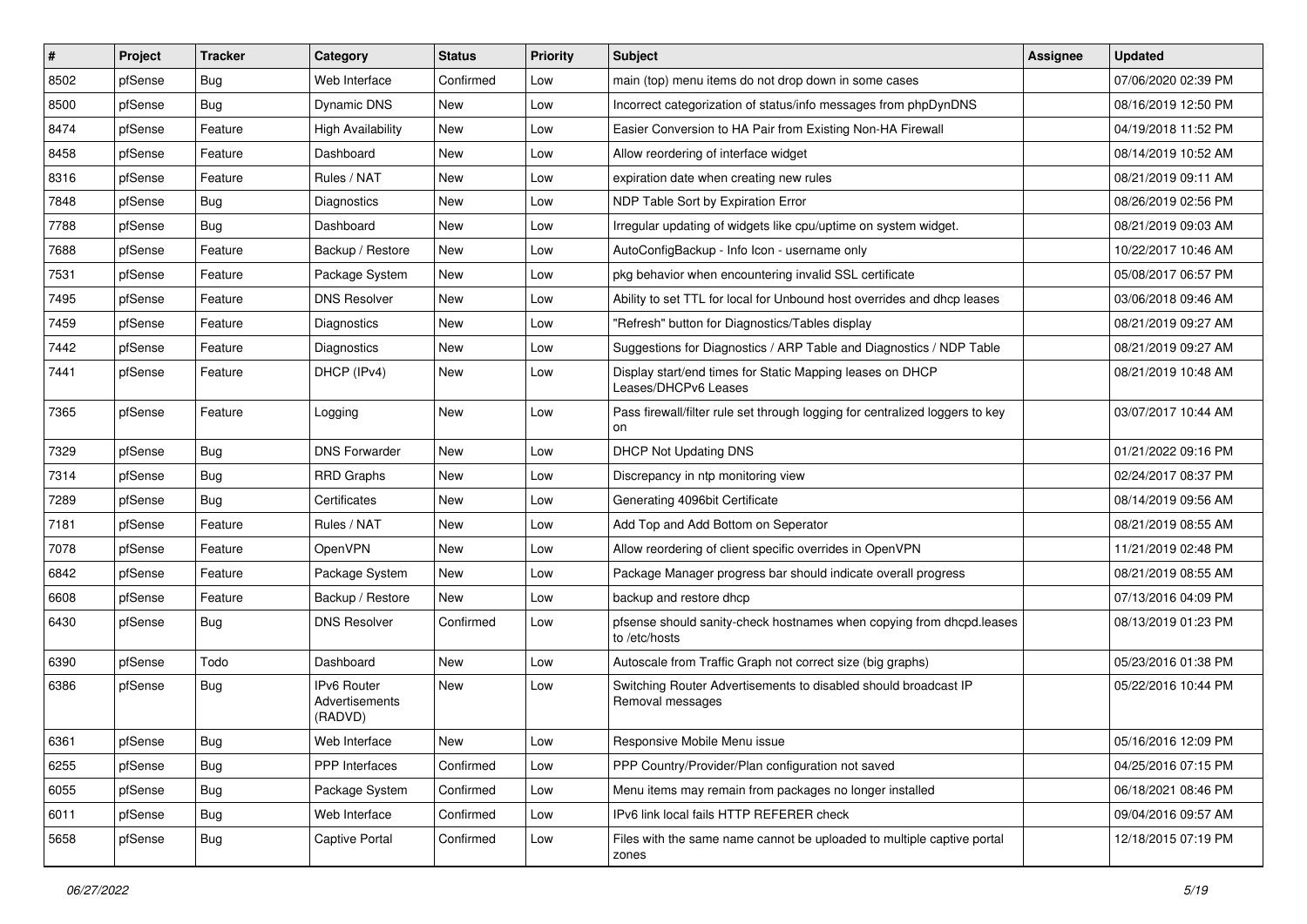| # | Project | Tracker | Category | Status | Priority | Subject | Assignee | Updated |
|---|---|---|---|---|---|---|---|---|
| 8502 | pfSense | Bug | Web Interface | Confirmed | Low | main (top) menu items do not drop down in some cases | | 07/06/2020 02:39 PM |
| 8500 | pfSense | Bug | Dynamic DNS | New | Low | Incorrect categorization of status/info messages from phpDynDNS | | 08/16/2019 12:50 PM |
| 8474 | pfSense | Feature | High Availability | New | Low | Easier Conversion to HA Pair from Existing Non-HA Firewall | | 04/19/2018 11:52 PM |
| 8458 | pfSense | Feature | Dashboard | New | Low | Allow reordering of interface widget | | 08/14/2019 10:52 AM |
| 8316 | pfSense | Feature | Rules / NAT | New | Low | expiration date when creating new rules | | 08/21/2019 09:11 AM |
| 7848 | pfSense | Bug | Diagnostics | New | Low | NDP Table Sort by Expiration Error | | 08/26/2019 02:56 PM |
| 7788 | pfSense | Bug | Dashboard | New | Low | Irregular updating of widgets like cpu/uptime on system widget. | | 08/21/2019 09:03 AM |
| 7688 | pfSense | Feature | Backup / Restore | New | Low | AutoConfigBackup - Info Icon - username only | | 10/22/2017 10:46 AM |
| 7531 | pfSense | Feature | Package System | New | Low | pkg behavior when encountering invalid SSL certificate | | 05/08/2017 06:57 PM |
| 7495 | pfSense | Feature | DNS Resolver | New | Low | Ability to set TTL for local for Unbound host overrides and dhcp leases | | 03/06/2018 09:46 AM |
| 7459 | pfSense | Feature | Diagnostics | New | Low | "Refresh" button for Diagnostics/Tables display | | 08/21/2019 09:27 AM |
| 7442 | pfSense | Feature | Diagnostics | New | Low | Suggestions for Diagnostics / ARP Table and Diagnostics / NDP Table | | 08/21/2019 09:27 AM |
| 7441 | pfSense | Feature | DHCP (IPv4) | New | Low | Display start/end times for Static Mapping leases on DHCP Leases/DHCPv6 Leases | | 08/21/2019 10:48 AM |
| 7365 | pfSense | Feature | Logging | New | Low | Pass firewall/filter rule set through logging for centralized loggers to key on | | 03/07/2017 10:44 AM |
| 7329 | pfSense | Bug | DNS Forwarder | New | Low | DHCP Not Updating DNS | | 01/21/2022 09:16 PM |
| 7314 | pfSense | Bug | RRD Graphs | New | Low | Discrepancy in ntp monitoring view | | 02/24/2017 08:37 PM |
| 7289 | pfSense | Bug | Certificates | New | Low | Generating 4096bit Certificate | | 08/14/2019 09:56 AM |
| 7181 | pfSense | Feature | Rules / NAT | New | Low | Add Top and Add Bottom on Seperator | | 08/21/2019 08:55 AM |
| 7078 | pfSense | Feature | OpenVPN | New | Low | Allow reordering of client specific overrides in OpenVPN | | 11/21/2019 02:48 PM |
| 6842 | pfSense | Feature | Package System | New | Low | Package Manager progress bar should indicate overall progress | | 08/21/2019 08:55 AM |
| 6608 | pfSense | Feature | Backup / Restore | New | Low | backup and restore dhcp | | 07/13/2016 04:09 PM |
| 6430 | pfSense | Bug | DNS Resolver | Confirmed | Low | pfsense should sanity-check hostnames when copying from dhcpd.leases to /etc/hosts | | 08/13/2019 01:23 PM |
| 6390 | pfSense | Todo | Dashboard | New | Low | Autoscale from Traffic Graph not correct size (big graphs) | | 05/23/2016 01:38 PM |
| 6386 | pfSense | Bug | IPv6 Router Advertisements (RADVD) | New | Low | Switching Router Advertisements to disabled should broadcast IP Removal messages | | 05/22/2016 10:44 PM |
| 6361 | pfSense | Bug | Web Interface | New | Low | Responsive Mobile Menu issue | | 05/16/2016 12:09 PM |
| 6255 | pfSense | Bug | PPP Interfaces | Confirmed | Low | PPP Country/Provider/Plan configuration not saved | | 04/25/2016 07:15 PM |
| 6055 | pfSense | Bug | Package System | Confirmed | Low | Menu items may remain from packages no longer installed | | 06/18/2021 08:46 PM |
| 6011 | pfSense | Bug | Web Interface | Confirmed | Low | IPv6 link local fails HTTP REFERER check | | 09/04/2016 09:57 AM |
| 5658 | pfSense | Bug | Captive Portal | Confirmed | Low | Files with the same name cannot be uploaded to multiple captive portal zones | | 12/18/2015 07:19 PM |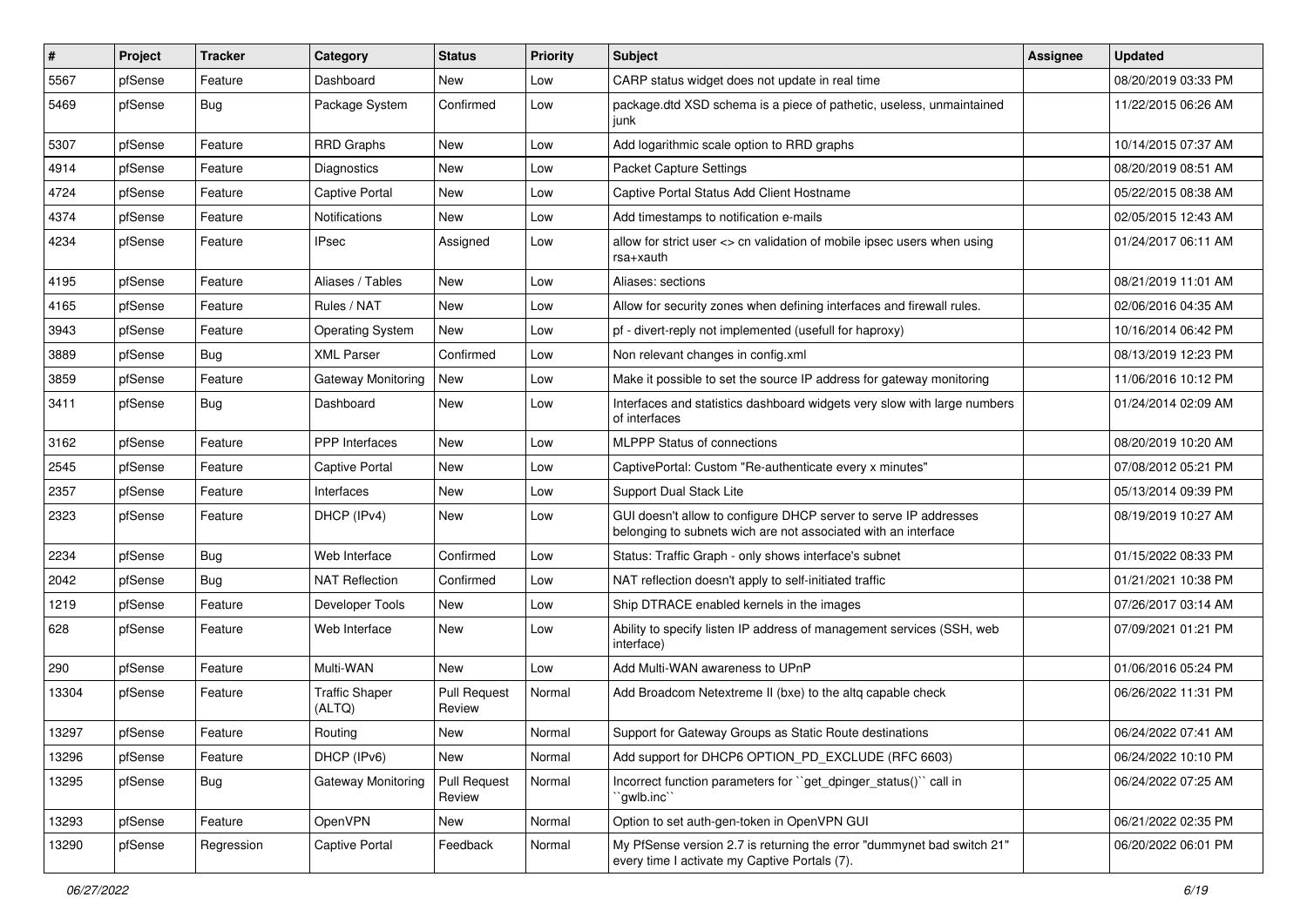| # | Project | Tracker | Category | Status | Priority | Subject | Assignee | Updated |
|---|---|---|---|---|---|---|---|---|
| 5567 | pfSense | Feature | Dashboard | New | Low | CARP status widget does not update in real time | | 08/20/2019 03:33 PM |
| 5469 | pfSense | Bug | Package System | Confirmed | Low | package.dtd XSD schema is a piece of pathetic, useless, unmaintained junk | | 11/22/2015 06:26 AM |
| 5307 | pfSense | Feature | RRD Graphs | New | Low | Add logarithmic scale option to RRD graphs | | 10/14/2015 07:37 AM |
| 4914 | pfSense | Feature | Diagnostics | New | Low | Packet Capture Settings | | 08/20/2019 08:51 AM |
| 4724 | pfSense | Feature | Captive Portal | New | Low | Captive Portal Status Add Client Hostname | | 05/22/2015 08:38 AM |
| 4374 | pfSense | Feature | Notifications | New | Low | Add timestamps to notification e-mails | | 02/05/2015 12:43 AM |
| 4234 | pfSense | Feature | IPsec | Assigned | Low | allow for strict user <> cn validation of mobile ipsec users when using rsa+xauth | | 01/24/2017 06:11 AM |
| 4195 | pfSense | Feature | Aliases / Tables | New | Low | Aliases: sections | | 08/21/2019 11:01 AM |
| 4165 | pfSense | Feature | Rules / NAT | New | Low | Allow for security zones when defining interfaces and firewall rules. | | 02/06/2016 04:35 AM |
| 3943 | pfSense | Feature | Operating System | New | Low | pf - divert-reply not implemented (usefull for haproxy) | | 10/16/2014 06:42 PM |
| 3889 | pfSense | Bug | XML Parser | Confirmed | Low | Non relevant changes in config.xml | | 08/13/2019 12:23 PM |
| 3859 | pfSense | Feature | Gateway Monitoring | New | Low | Make it possible to set the source IP address for gateway monitoring | | 11/06/2016 10:12 PM |
| 3411 | pfSense | Bug | Dashboard | New | Low | Interfaces and statistics dashboard widgets very slow with large numbers of interfaces | | 01/24/2014 02:09 AM |
| 3162 | pfSense | Feature | PPP Interfaces | New | Low | MLPPP Status of connections | | 08/20/2019 10:20 AM |
| 2545 | pfSense | Feature | Captive Portal | New | Low | CaptivePortal: Custom "Re-authenticate every x minutes" | | 07/08/2012 05:21 PM |
| 2357 | pfSense | Feature | Interfaces | New | Low | Support Dual Stack Lite | | 05/13/2014 09:39 PM |
| 2323 | pfSense | Feature | DHCP (IPv4) | New | Low | GUI doesn't allow to configure DHCP server to serve IP addresses belonging to subnets wich are not associated with an interface | | 08/19/2019 10:27 AM |
| 2234 | pfSense | Bug | Web Interface | Confirmed | Low | Status: Traffic Graph - only shows interface's subnet | | 01/15/2022 08:33 PM |
| 2042 | pfSense | Bug | NAT Reflection | Confirmed | Low | NAT reflection doesn't apply to self-initiated traffic | | 01/21/2021 10:38 PM |
| 1219 | pfSense | Feature | Developer Tools | New | Low | Ship DTRACE enabled kernels in the images | | 07/26/2017 03:14 AM |
| 628 | pfSense | Feature | Web Interface | New | Low | Ability to specify listen IP address of management services (SSH, web interface) | | 07/09/2021 01:21 PM |
| 290 | pfSense | Feature | Multi-WAN | New | Low | Add Multi-WAN awareness to UPnP | | 01/06/2016 05:24 PM |
| 13304 | pfSense | Feature | Traffic Shaper (ALTQ) | Pull Request Review | Normal | Add Broadcom Netextreme II (bxe) to the altq capable check | | 06/26/2022 11:31 PM |
| 13297 | pfSense | Feature | Routing | New | Normal | Support for Gateway Groups as Static Route destinations | | 06/24/2022 07:41 AM |
| 13296 | pfSense | Feature | DHCP (IPv6) | New | Normal | Add support for DHCP6 OPTION_PD_EXCLUDE (RFC 6603) | | 06/24/2022 10:10 PM |
| 13295 | pfSense | Bug | Gateway Monitoring | Pull Request Review | Normal | Incorrect function parameters for ``get_dpinger_status()`` call in ``gwlb.inc`` | | 06/24/2022 07:25 AM |
| 13293 | pfSense | Feature | OpenVPN | New | Normal | Option to set auth-gen-token in OpenVPN GUI | | 06/21/2022 02:35 PM |
| 13290 | pfSense | Regression | Captive Portal | Feedback | Normal | My PfSense version 2.7 is returning the error "dummynet bad switch 21" every time I activate my Captive Portals (7). | | 06/20/2022 06:01 PM |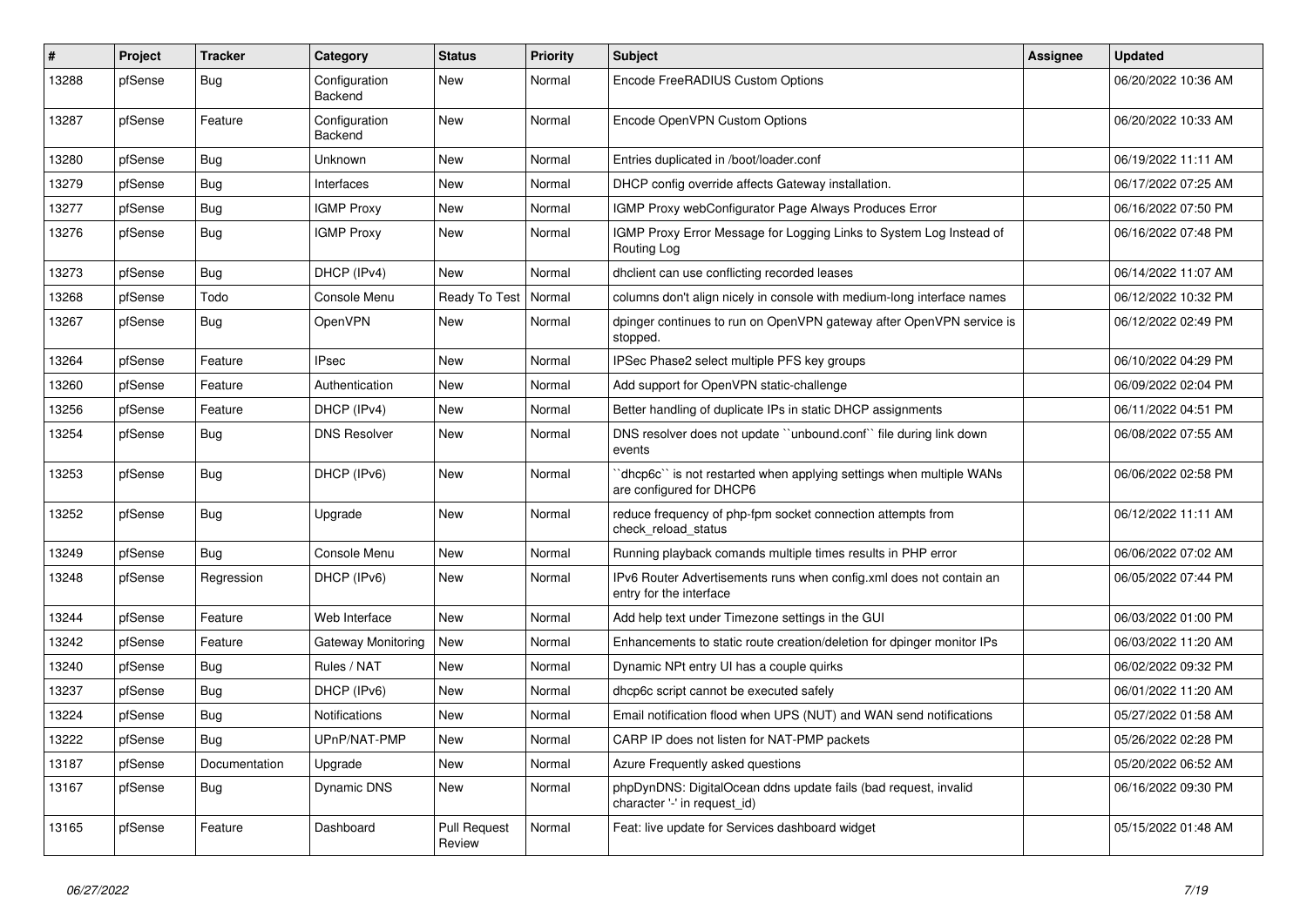| # | Project | Tracker | Category | Status | Priority | Subject | Assignee | Updated |
|---|---|---|---|---|---|---|---|---|
| 13288 | pfSense | Bug | Configuration Backend | New | Normal | Encode FreeRADIUS Custom Options | | 06/20/2022 10:36 AM |
| 13287 | pfSense | Feature | Configuration Backend | New | Normal | Encode OpenVPN Custom Options | | 06/20/2022 10:33 AM |
| 13280 | pfSense | Bug | Unknown | New | Normal | Entries duplicated in /boot/loader.conf | | 06/19/2022 11:11 AM |
| 13279 | pfSense | Bug | Interfaces | New | Normal | DHCP config override affects Gateway installation. | | 06/17/2022 07:25 AM |
| 13277 | pfSense | Bug | IGMP Proxy | New | Normal | IGMP Proxy webConfigurator Page Always Produces Error | | 06/16/2022 07:50 PM |
| 13276 | pfSense | Bug | IGMP Proxy | New | Normal | IGMP Proxy Error Message for Logging Links to System Log Instead of Routing Log | | 06/16/2022 07:48 PM |
| 13273 | pfSense | Bug | DHCP (IPv4) | New | Normal | dhclient can use conflicting recorded leases | | 06/14/2022 11:07 AM |
| 13268 | pfSense | Todo | Console Menu | Ready To Test | Normal | columns don't align nicely in console with medium-long interface names | | 06/12/2022 10:32 PM |
| 13267 | pfSense | Bug | OpenVPN | New | Normal | dpinger continues to run on OpenVPN gateway after OpenVPN service is stopped. | | 06/12/2022 02:49 PM |
| 13264 | pfSense | Feature | IPsec | New | Normal | IPSec Phase2 select multiple PFS key groups | | 06/10/2022 04:29 PM |
| 13260 | pfSense | Feature | Authentication | New | Normal | Add support for OpenVPN static-challenge | | 06/09/2022 02:04 PM |
| 13256 | pfSense | Feature | DHCP (IPv4) | New | Normal | Better handling of duplicate IPs in static DHCP assignments | | 06/11/2022 04:51 PM |
| 13254 | pfSense | Bug | DNS Resolver | New | Normal | DNS resolver does not update ``unbound.conf`` file during link down events | | 06/08/2022 07:55 AM |
| 13253 | pfSense | Bug | DHCP (IPv6) | New | Normal | ``dhcp6c`` is not restarted when applying settings when multiple WANs are configured for DHCP6 | | 06/06/2022 02:58 PM |
| 13252 | pfSense | Bug | Upgrade | New | Normal | reduce frequency of php-fpm socket connection attempts from check_reload_status | | 06/12/2022 11:11 AM |
| 13249 | pfSense | Bug | Console Menu | New | Normal | Running playback comands multiple times results in PHP error | | 06/06/2022 07:02 AM |
| 13248 | pfSense | Regression | DHCP (IPv6) | New | Normal | IPv6 Router Advertisements runs when config.xml does not contain an entry for the interface | | 06/05/2022 07:44 PM |
| 13244 | pfSense | Feature | Web Interface | New | Normal | Add help text under Timezone settings in the GUI | | 06/03/2022 01:00 PM |
| 13242 | pfSense | Feature | Gateway Monitoring | New | Normal | Enhancements to static route creation/deletion for dpinger monitor IPs | | 06/03/2022 11:20 AM |
| 13240 | pfSense | Bug | Rules / NAT | New | Normal | Dynamic NPt entry UI has a couple quirks | | 06/02/2022 09:32 PM |
| 13237 | pfSense | Bug | DHCP (IPv6) | New | Normal | dhcp6c script cannot be executed safely | | 06/01/2022 11:20 AM |
| 13224 | pfSense | Bug | Notifications | New | Normal | Email notification flood when UPS (NUT) and WAN send notifications | | 05/27/2022 01:58 AM |
| 13222 | pfSense | Bug | UPnP/NAT-PMP | New | Normal | CARP IP does not listen for NAT-PMP packets | | 05/26/2022 02:28 PM |
| 13187 | pfSense | Documentation | Upgrade | New | Normal | Azure Frequently asked questions | | 05/20/2022 06:52 AM |
| 13167 | pfSense | Bug | Dynamic DNS | New | Normal | phpDynDNS: DigitalOcean ddns update fails (bad request, invalid character '-' in request_id) | | 06/16/2022 09:30 PM |
| 13165 | pfSense | Feature | Dashboard | Pull Request Review | Normal | Feat: live update for Services dashboard widget | | 05/15/2022 01:48 AM |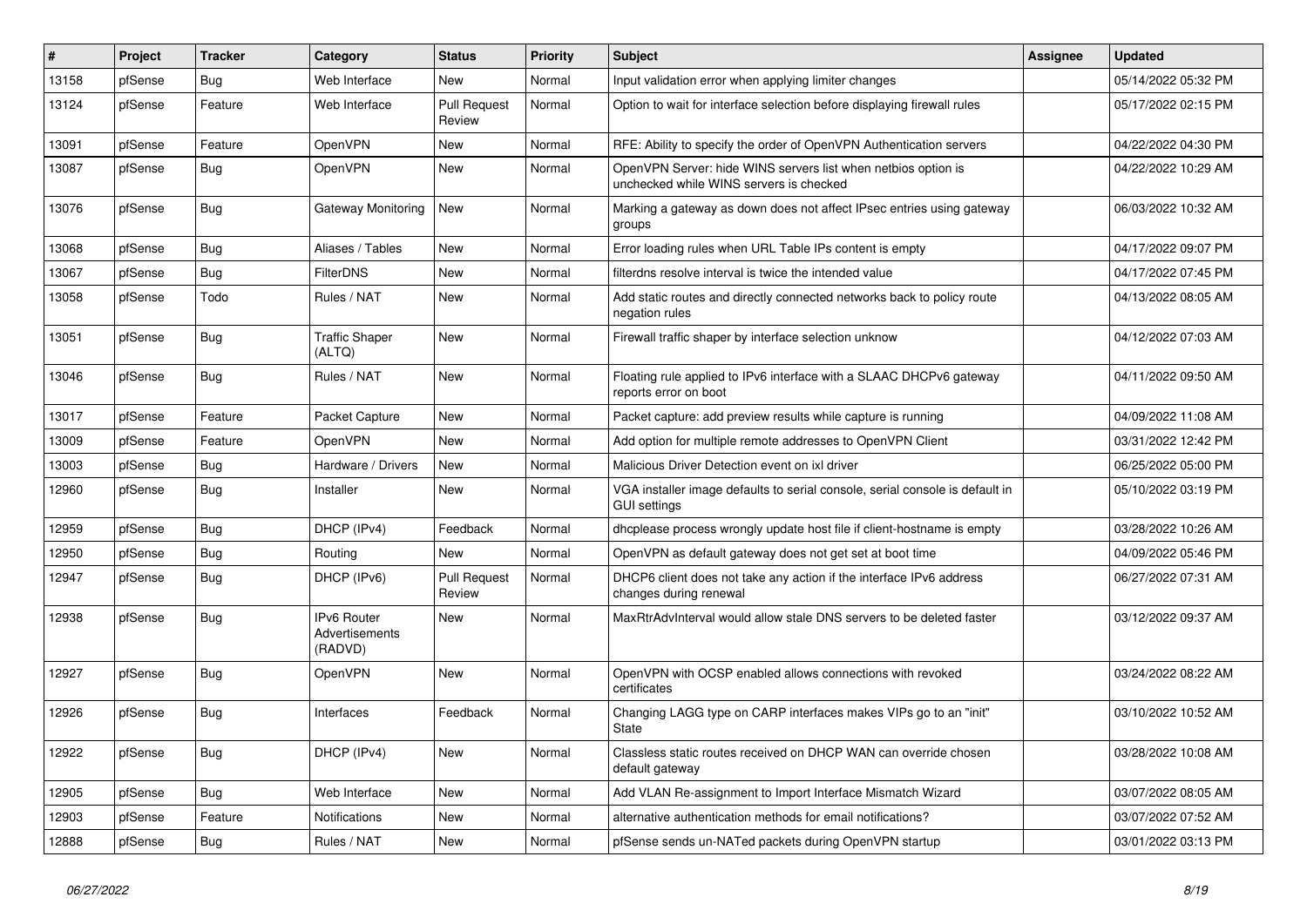| # | Project | Tracker | Category | Status | Priority | Subject | Assignee | Updated |
|---|---|---|---|---|---|---|---|---|
| 13158 | pfSense | Bug | Web Interface | New | Normal | Input validation error when applying limiter changes | | 05/14/2022 05:32 PM |
| 13124 | pfSense | Feature | Web Interface | Pull Request Review | Normal | Option to wait for interface selection before displaying firewall rules | | 05/17/2022 02:15 PM |
| 13091 | pfSense | Feature | OpenVPN | New | Normal | RFE: Ability to specify the order of OpenVPN Authentication servers | | 04/22/2022 04:30 PM |
| 13087 | pfSense | Bug | OpenVPN | New | Normal | OpenVPN Server: hide WINS servers list when netbios option is unchecked while WINS servers is checked | | 04/22/2022 10:29 AM |
| 13076 | pfSense | Bug | Gateway Monitoring | New | Normal | Marking a gateway as down does not affect IPsec entries using gateway groups | | 06/03/2022 10:32 AM |
| 13068 | pfSense | Bug | Aliases / Tables | New | Normal | Error loading rules when URL Table IPs content is empty | | 04/17/2022 09:07 PM |
| 13067 | pfSense | Bug | FilterDNS | New | Normal | filterdns resolve interval is twice the intended value | | 04/17/2022 07:45 PM |
| 13058 | pfSense | Todo | Rules / NAT | New | Normal | Add static routes and directly connected networks back to policy route negation rules | | 04/13/2022 08:05 AM |
| 13051 | pfSense | Bug | Traffic Shaper (ALTQ) | New | Normal | Firewall traffic shaper by interface selection unknow | | 04/12/2022 07:03 AM |
| 13046 | pfSense | Bug | Rules / NAT | New | Normal | Floating rule applied to IPv6 interface with a SLAAC DHCPv6 gateway reports error on boot | | 04/11/2022 09:50 AM |
| 13017 | pfSense | Feature | Packet Capture | New | Normal | Packet capture: add preview results while capture is running | | 04/09/2022 11:08 AM |
| 13009 | pfSense | Feature | OpenVPN | New | Normal | Add option for multiple remote addresses to OpenVPN Client | | 03/31/2022 12:42 PM |
| 13003 | pfSense | Bug | Hardware / Drivers | New | Normal | Malicious Driver Detection event on ixl driver | | 06/25/2022 05:00 PM |
| 12960 | pfSense | Bug | Installer | New | Normal | VGA installer image defaults to serial console, serial console is default in GUI settings | | 05/10/2022 03:19 PM |
| 12959 | pfSense | Bug | DHCP (IPv4) | Feedback | Normal | dhcplease process wrongly update host file if client-hostname is empty | | 03/28/2022 10:26 AM |
| 12950 | pfSense | Bug | Routing | New | Normal | OpenVPN as default gateway does not get set at boot time | | 04/09/2022 05:46 PM |
| 12947 | pfSense | Bug | DHCP (IPv6) | Pull Request Review | Normal | DHCP6 client does not take any action if the interface IPv6 address changes during renewal | | 06/27/2022 07:31 AM |
| 12938 | pfSense | Bug | IPv6 Router Advertisements (RADVD) | New | Normal | MaxRtrAdvInterval would allow stale DNS servers to be deleted faster | | 03/12/2022 09:37 AM |
| 12927 | pfSense | Bug | OpenVPN | New | Normal | OpenVPN with OCSP enabled allows connections with revoked certificates | | 03/24/2022 08:22 AM |
| 12926 | pfSense | Bug | Interfaces | Feedback | Normal | Changing LAGG type on CARP interfaces makes VIPs go to an "init" State | | 03/10/2022 10:52 AM |
| 12922 | pfSense | Bug | DHCP (IPv4) | New | Normal | Classless static routes received on DHCP WAN can override chosen default gateway | | 03/28/2022 10:08 AM |
| 12905 | pfSense | Bug | Web Interface | New | Normal | Add VLAN Re-assignment to Import Interface Mismatch Wizard | | 03/07/2022 08:05 AM |
| 12903 | pfSense | Feature | Notifications | New | Normal | alternative authentication methods for email notifications? | | 03/07/2022 07:52 AM |
| 12888 | pfSense | Bug | Rules / NAT | New | Normal | pfSense sends un-NATed packets during OpenVPN startup | | 03/01/2022 03:13 PM |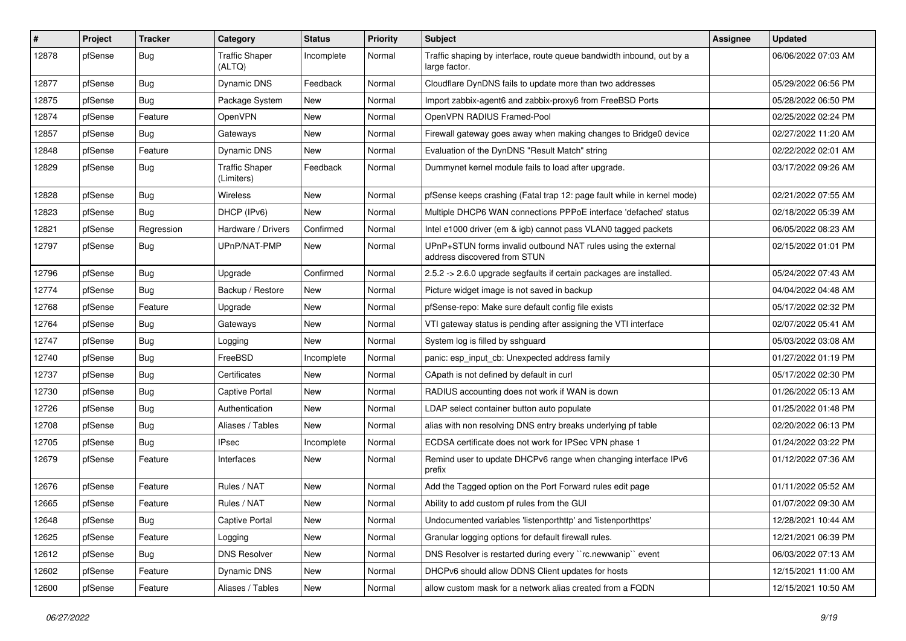| # | Project | Tracker | Category | Status | Priority | Subject | Assignee | Updated |
|---|---|---|---|---|---|---|---|---|
| 12878 | pfSense | Bug | Traffic Shaper (ALTQ) | Incomplete | Normal | Traffic shaping by interface, route queue bandwidth inbound, out by a large factor. | | 06/06/2022 07:03 AM |
| 12877 | pfSense | Bug | Dynamic DNS | Feedback | Normal | Cloudflare DynDNS fails to update more than two addresses | | 05/29/2022 06:56 PM |
| 12875 | pfSense | Bug | Package System | New | Normal | Import zabbix-agent6 and zabbix-proxy6 from FreeBSD Ports | | 05/28/2022 06:50 PM |
| 12874 | pfSense | Feature | OpenVPN | New | Normal | OpenVPN RADIUS Framed-Pool | | 02/25/2022 02:24 PM |
| 12857 | pfSense | Bug | Gateways | New | Normal | Firewall gateway goes away when making changes to Bridge0 device | | 02/27/2022 11:20 AM |
| 12848 | pfSense | Feature | Dynamic DNS | New | Normal | Evaluation of the DynDNS "Result Match" string | | 02/22/2022 02:01 AM |
| 12829 | pfSense | Bug | Traffic Shaper (Limiters) | Feedback | Normal | Dummynet kernel module fails to load after upgrade. | | 03/17/2022 09:26 AM |
| 12828 | pfSense | Bug | Wireless | New | Normal | pfSense keeps crashing (Fatal trap 12: page fault while in kernel mode) | | 02/21/2022 07:55 AM |
| 12823 | pfSense | Bug | DHCP (IPv6) | New | Normal | Multiple DHCP6 WAN connections PPPoE interface 'defached' status | | 02/18/2022 05:39 AM |
| 12821 | pfSense | Regression | Hardware / Drivers | Confirmed | Normal | Intel e1000 driver (em & igb) cannot pass VLAN0 tagged packets | | 06/05/2022 08:23 AM |
| 12797 | pfSense | Bug | UPnP/NAT-PMP | New | Normal | UPnP+STUN forms invalid outbound NAT rules using the external address discovered from STUN | | 02/15/2022 01:01 PM |
| 12796 | pfSense | Bug | Upgrade | Confirmed | Normal | 2.5.2 -> 2.6.0 upgrade segfaults if certain packages are installed. | | 05/24/2022 07:43 AM |
| 12774 | pfSense | Bug | Backup / Restore | New | Normal | Picture widget image is not saved in backup | | 04/04/2022 04:48 AM |
| 12768 | pfSense | Feature | Upgrade | New | Normal | pfSense-repo: Make sure default config file exists | | 05/17/2022 02:32 PM |
| 12764 | pfSense | Bug | Gateways | New | Normal | VTI gateway status is pending after assigning the VTI interface | | 02/07/2022 05:41 AM |
| 12747 | pfSense | Bug | Logging | New | Normal | System log is filled by sshguard | | 05/03/2022 03:08 AM |
| 12740 | pfSense | Bug | FreeBSD | Incomplete | Normal | panic: esp_input_cb: Unexpected address family | | 01/27/2022 01:19 PM |
| 12737 | pfSense | Bug | Certificates | New | Normal | CApath is not defined by default in curl | | 05/17/2022 02:30 PM |
| 12730 | pfSense | Bug | Captive Portal | New | Normal | RADIUS accounting does not work if WAN is down | | 01/26/2022 05:13 AM |
| 12726 | pfSense | Bug | Authentication | New | Normal | LDAP select container button auto populate | | 01/25/2022 01:48 PM |
| 12708 | pfSense | Bug | Aliases / Tables | New | Normal | alias with non resolving DNS entry breaks underlying pf table | | 02/20/2022 06:13 PM |
| 12705 | pfSense | Bug | IPsec | Incomplete | Normal | ECDSA certificate does not work for IPSec VPN phase 1 | | 01/24/2022 03:22 PM |
| 12679 | pfSense | Feature | Interfaces | New | Normal | Remind user to update DHCPv6 range when changing interface IPv6 prefix | | 01/12/2022 07:36 AM |
| 12676 | pfSense | Feature | Rules / NAT | New | Normal | Add the Tagged option on the Port Forward rules edit page | | 01/11/2022 05:52 AM |
| 12665 | pfSense | Feature | Rules / NAT | New | Normal | Ability to add custom pf rules from the GUI | | 01/07/2022 09:30 AM |
| 12648 | pfSense | Bug | Captive Portal | New | Normal | Undocumented variables 'listenporthttp' and 'listenporthttps' | | 12/28/2021 10:44 AM |
| 12625 | pfSense | Feature | Logging | New | Normal | Granular logging options for default firewall rules. | | 12/21/2021 06:39 PM |
| 12612 | pfSense | Bug | DNS Resolver | New | Normal | DNS Resolver is restarted during every ``rc.newwanip`` event | | 06/03/2022 07:13 AM |
| 12602 | pfSense | Feature | Dynamic DNS | New | Normal | DHCPv6 should allow DDNS Client updates for hosts | | 12/15/2021 11:00 AM |
| 12600 | pfSense | Feature | Aliases / Tables | New | Normal | allow custom mask for a network alias created from a FQDN | | 12/15/2021 10:50 AM |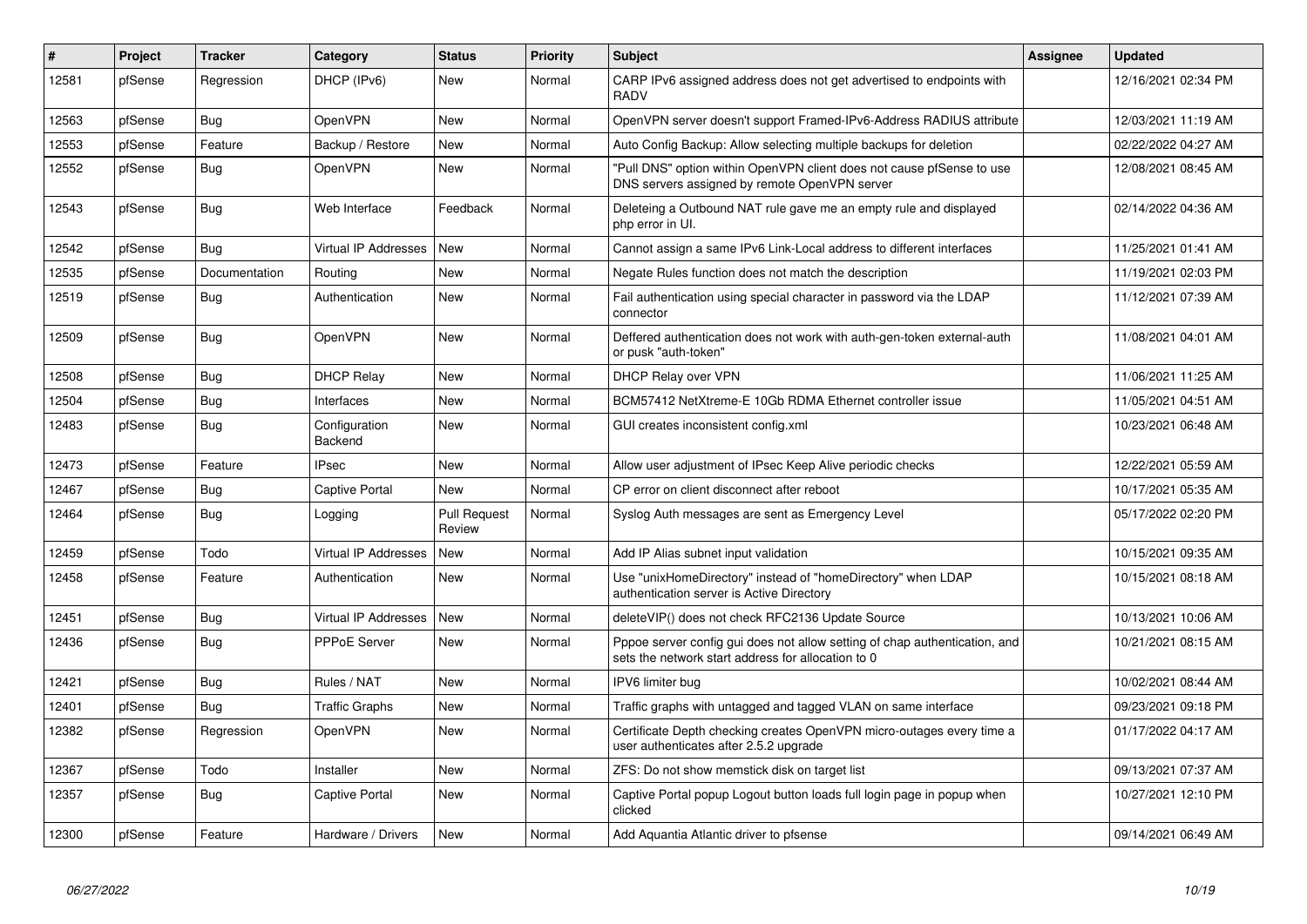| # | Project | Tracker | Category | Status | Priority | Subject | Assignee | Updated |
|---|---|---|---|---|---|---|---|---|
| 12581 | pfSense | Regression | DHCP (IPv6) | New | Normal | CARP IPv6 assigned address does not get advertised to endpoints with RADV | | 12/16/2021 02:34 PM |
| 12563 | pfSense | Bug | OpenVPN | New | Normal | OpenVPN server doesn't support Framed-IPv6-Address RADIUS attribute | | 12/03/2021 11:19 AM |
| 12553 | pfSense | Feature | Backup / Restore | New | Normal | Auto Config Backup: Allow selecting multiple backups for deletion | | 02/22/2022 04:27 AM |
| 12552 | pfSense | Bug | OpenVPN | New | Normal | "Pull DNS" option within OpenVPN client does not cause pfSense to use DNS servers assigned by remote OpenVPN server | | 12/08/2021 08:45 AM |
| 12543 | pfSense | Bug | Web Interface | Feedback | Normal | Deleteing a Outbound NAT rule gave me an empty rule and displayed php error in UI. | | 02/14/2022 04:36 AM |
| 12542 | pfSense | Bug | Virtual IP Addresses | New | Normal | Cannot assign a same IPv6 Link-Local address to different interfaces | | 11/25/2021 01:41 AM |
| 12535 | pfSense | Documentation | Routing | New | Normal | Negate Rules function does not match the description | | 11/19/2021 02:03 PM |
| 12519 | pfSense | Bug | Authentication | New | Normal | Fail authentication using special character in password via the LDAP connector | | 11/12/2021 07:39 AM |
| 12509 | pfSense | Bug | OpenVPN | New | Normal | Deffered authentication does not work with auth-gen-token external-auth or pusk "auth-token" | | 11/08/2021 04:01 AM |
| 12508 | pfSense | Bug | DHCP Relay | New | Normal | DHCP Relay over VPN | | 11/06/2021 11:25 AM |
| 12504 | pfSense | Bug | Interfaces | New | Normal | BCM57412 NetXtreme-E 10Gb RDMA Ethernet controller issue | | 11/05/2021 04:51 AM |
| 12483 | pfSense | Bug | Configuration Backend | New | Normal | GUI creates inconsistent config.xml | | 10/23/2021 06:48 AM |
| 12473 | pfSense | Feature | IPsec | New | Normal | Allow user adjustment of IPsec Keep Alive periodic checks | | 12/22/2021 05:59 AM |
| 12467 | pfSense | Bug | Captive Portal | New | Normal | CP error on client disconnect after reboot | | 10/17/2021 05:35 AM |
| 12464 | pfSense | Bug | Logging | Pull Request Review | Normal | Syslog Auth messages are sent as Emergency Level | | 05/17/2022 02:20 PM |
| 12459 | pfSense | Todo | Virtual IP Addresses | New | Normal | Add IP Alias subnet input validation | | 10/15/2021 09:35 AM |
| 12458 | pfSense | Feature | Authentication | New | Normal | Use "unixHomeDirectory" instead of "homeDirectory" when LDAP authentication server is Active Directory | | 10/15/2021 08:18 AM |
| 12451 | pfSense | Bug | Virtual IP Addresses | New | Normal | deleteVIP() does not check RFC2136 Update Source | | 10/13/2021 10:06 AM |
| 12436 | pfSense | Bug | PPPoE Server | New | Normal | Pppoe server config gui does not allow setting of chap authentication, and sets the network start address for allocation to 0 | | 10/21/2021 08:15 AM |
| 12421 | pfSense | Bug | Rules / NAT | New | Normal | IPV6 limiter bug | | 10/02/2021 08:44 AM |
| 12401 | pfSense | Bug | Traffic Graphs | New | Normal | Traffic graphs with untagged and tagged VLAN on same interface | | 09/23/2021 09:18 PM |
| 12382 | pfSense | Regression | OpenVPN | New | Normal | Certificate Depth checking creates OpenVPN micro-outages every time a user authenticates after 2.5.2 upgrade | | 01/17/2022 04:17 AM |
| 12367 | pfSense | Todo | Installer | New | Normal | ZFS: Do not show memstick disk on target list | | 09/13/2021 07:37 AM |
| 12357 | pfSense | Bug | Captive Portal | New | Normal | Captive Portal popup Logout button loads full login page in popup when clicked | | 10/27/2021 12:10 PM |
| 12300 | pfSense | Feature | Hardware / Drivers | New | Normal | Add Aquantia Atlantic driver to pfsense | | 09/14/2021 06:49 AM |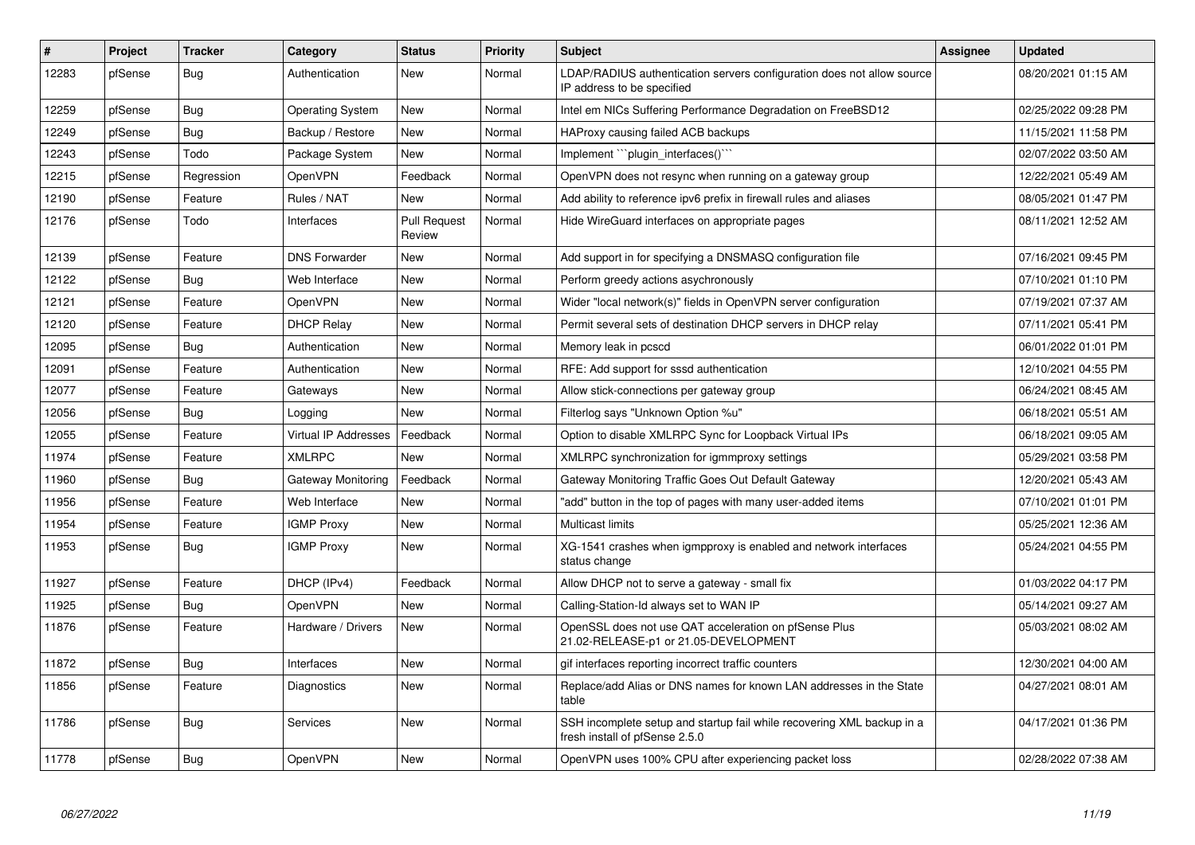| # | Project | Tracker | Category | Status | Priority | Subject | Assignee | Updated |
|---|---|---|---|---|---|---|---|---|
| 12283 | pfSense | Bug | Authentication | New | Normal | LDAP/RADIUS authentication servers configuration does not allow source IP address to be specified | | 08/20/2021 01:15 AM |
| 12259 | pfSense | Bug | Operating System | New | Normal | Intel em NICs Suffering Performance Degradation on FreeBSD12 | | 02/25/2022 09:28 PM |
| 12249 | pfSense | Bug | Backup / Restore | New | Normal | HAProxy causing failed ACB backups | | 11/15/2021 11:58 PM |
| 12243 | pfSense | Todo | Package System | New | Normal | Implement ```plugin_interfaces()``` | | 02/07/2022 03:50 AM |
| 12215 | pfSense | Regression | OpenVPN | Feedback | Normal | OpenVPN does not resync when running on a gateway group | | 12/22/2021 05:49 AM |
| 12190 | pfSense | Feature | Rules / NAT | New | Normal | Add ability to reference ipv6 prefix in firewall rules and aliases | | 08/05/2021 01:47 PM |
| 12176 | pfSense | Todo | Interfaces | Pull Request Review | Normal | Hide WireGuard interfaces on appropriate pages | | 08/11/2021 12:52 AM |
| 12139 | pfSense | Feature | DNS Forwarder | New | Normal | Add support in for specifying a DNSMASQ configuration file | | 07/16/2021 09:45 PM |
| 12122 | pfSense | Bug | Web Interface | New | Normal | Perform greedy actions asychronously | | 07/10/2021 01:10 PM |
| 12121 | pfSense | Feature | OpenVPN | New | Normal | Wider "local network(s)" fields in OpenVPN server configuration | | 07/19/2021 07:37 AM |
| 12120 | pfSense | Feature | DHCP Relay | New | Normal | Permit several sets of destination DHCP servers in DHCP relay | | 07/11/2021 05:41 PM |
| 12095 | pfSense | Bug | Authentication | New | Normal | Memory leak in pcscd | | 06/01/2022 01:01 PM |
| 12091 | pfSense | Feature | Authentication | New | Normal | RFE: Add support for sssd authentication | | 12/10/2021 04:55 PM |
| 12077 | pfSense | Feature | Gateways | New | Normal | Allow stick-connections per gateway group | | 06/24/2021 08:45 AM |
| 12056 | pfSense | Bug | Logging | New | Normal | Filterlog says "Unknown Option %u" | | 06/18/2021 05:51 AM |
| 12055 | pfSense | Feature | Virtual IP Addresses | Feedback | Normal | Option to disable XMLRPC Sync for Loopback Virtual IPs | | 06/18/2021 09:05 AM |
| 11974 | pfSense | Feature | XMLRPC | New | Normal | XMLRPC synchronization for igmmproxy settings | | 05/29/2021 03:58 PM |
| 11960 | pfSense | Bug | Gateway Monitoring | Feedback | Normal | Gateway Monitoring Traffic Goes Out Default Gateway | | 12/20/2021 05:43 AM |
| 11956 | pfSense | Feature | Web Interface | New | Normal | "add" button in the top of pages with many user-added items | | 07/10/2021 01:01 PM |
| 11954 | pfSense | Feature | IGMP Proxy | New | Normal | Multicast limits | | 05/25/2021 12:36 AM |
| 11953 | pfSense | Bug | IGMP Proxy | New | Normal | XG-1541 crashes when igmpproxy is enabled and network interfaces status change | | 05/24/2021 04:55 PM |
| 11927 | pfSense | Feature | DHCP (IPv4) | Feedback | Normal | Allow DHCP not to serve a gateway - small fix | | 01/03/2022 04:17 PM |
| 11925 | pfSense | Bug | OpenVPN | New | Normal | Calling-Station-Id always set to WAN IP | | 05/14/2021 09:27 AM |
| 11876 | pfSense | Feature | Hardware / Drivers | New | Normal | OpenSSL does not use QAT acceleration on pfSense Plus 21.02-RELEASE-p1 or 21.05-DEVELOPMENT | | 05/03/2021 08:02 AM |
| 11872 | pfSense | Bug | Interfaces | New | Normal | gif interfaces reporting incorrect traffic counters | | 12/30/2021 04:00 AM |
| 11856 | pfSense | Feature | Diagnostics | New | Normal | Replace/add Alias or DNS names for known LAN addresses in the State table | | 04/27/2021 08:01 AM |
| 11786 | pfSense | Bug | Services | New | Normal | SSH incomplete setup and startup fail while recovering XML backup in a fresh install of pfSense 2.5.0 | | 04/17/2021 01:36 PM |
| 11778 | pfSense | Bug | OpenVPN | New | Normal | OpenVPN uses 100% CPU after experiencing packet loss | | 02/28/2022 07:38 AM |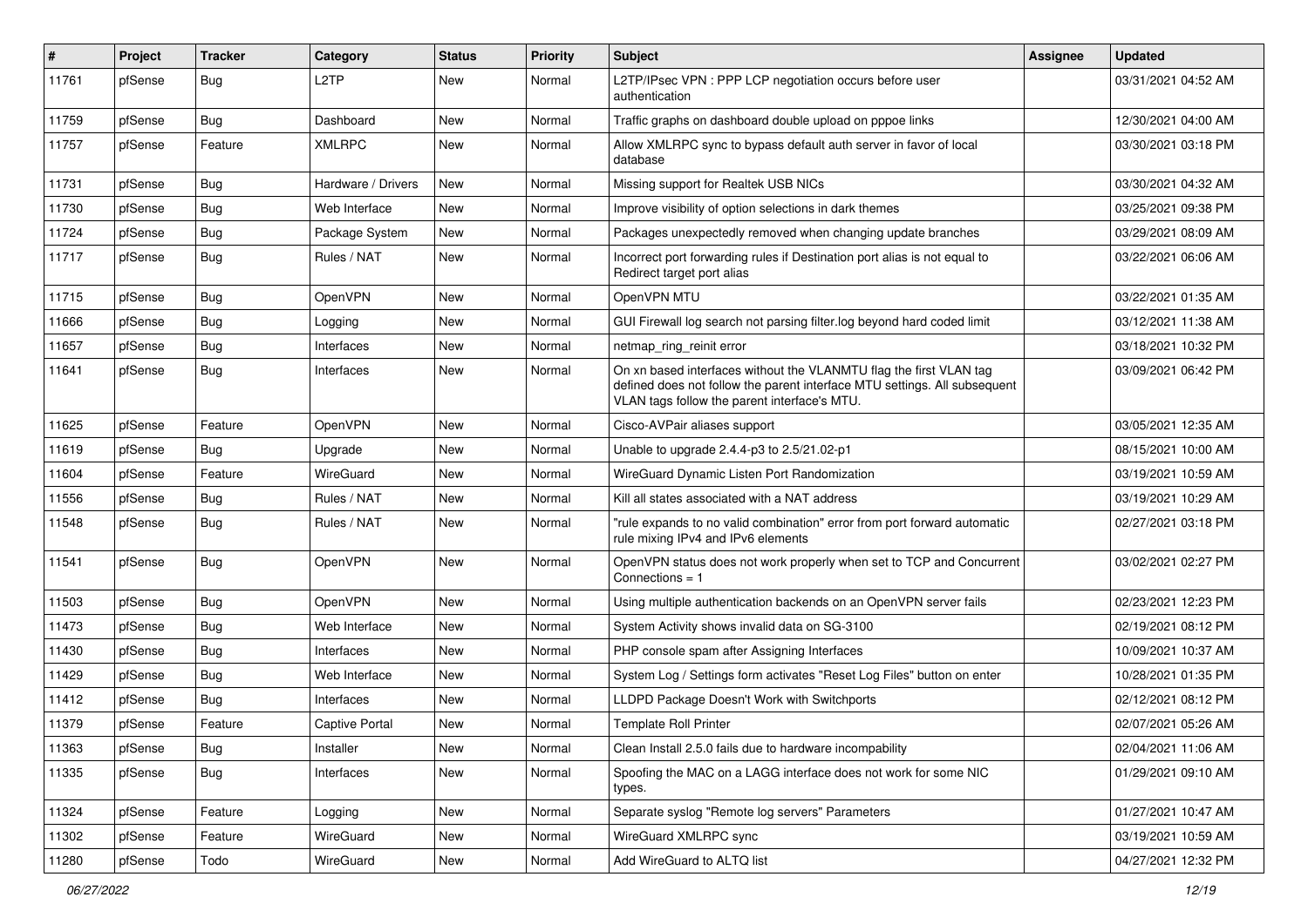| # | Project | Tracker | Category | Status | Priority | Subject | Assignee | Updated |
|---|---|---|---|---|---|---|---|---|
| 11761 | pfSense | Bug | L2TP | New | Normal | L2TP/IPsec VPN : PPP LCP negotiation occurs before user authentication | | 03/31/2021 04:52 AM |
| 11759 | pfSense | Bug | Dashboard | New | Normal | Traffic graphs on dashboard double upload on pppoe links | | 12/30/2021 04:00 AM |
| 11757 | pfSense | Feature | XMLRPC | New | Normal | Allow XMLRPC sync to bypass default auth server in favor of local database | | 03/30/2021 03:18 PM |
| 11731 | pfSense | Bug | Hardware / Drivers | New | Normal | Missing support for Realtek USB NICs | | 03/30/2021 04:32 AM |
| 11730 | pfSense | Bug | Web Interface | New | Normal | Improve visibility of option selections in dark themes | | 03/25/2021 09:38 PM |
| 11724 | pfSense | Bug | Package System | New | Normal | Packages unexpectedly removed when changing update branches | | 03/29/2021 08:09 AM |
| 11717 | pfSense | Bug | Rules / NAT | New | Normal | Incorrect port forwarding rules if Destination port alias is not equal to Redirect target port alias | | 03/22/2021 06:06 AM |
| 11715 | pfSense | Bug | OpenVPN | New | Normal | OpenVPN MTU | | 03/22/2021 01:35 AM |
| 11666 | pfSense | Bug | Logging | New | Normal | GUI Firewall log search not parsing filter.log beyond hard coded limit | | 03/12/2021 11:38 AM |
| 11657 | pfSense | Bug | Interfaces | New | Normal | netmap_ring_reinit error | | 03/18/2021 10:32 PM |
| 11641 | pfSense | Bug | Interfaces | New | Normal | On xn based interfaces without the VLANMTU flag the first VLAN tag defined does not follow the parent interface MTU settings. All subsequent VLAN tags follow the parent interface's MTU. | | 03/09/2021 06:42 PM |
| 11625 | pfSense | Feature | OpenVPN | New | Normal | Cisco-AVPair aliases support | | 03/05/2021 12:35 AM |
| 11619 | pfSense | Bug | Upgrade | New | Normal | Unable to upgrade 2.4.4-p3 to 2.5/21.02-p1 | | 08/15/2021 10:00 AM |
| 11604 | pfSense | Feature | WireGuard | New | Normal | WireGuard Dynamic Listen Port Randomization | | 03/19/2021 10:59 AM |
| 11556 | pfSense | Bug | Rules / NAT | New | Normal | Kill all states associated with a NAT address | | 03/19/2021 10:29 AM |
| 11548 | pfSense | Bug | Rules / NAT | New | Normal | "rule expands to no valid combination" error from port forward automatic rule mixing IPv4 and IPv6 elements | | 02/27/2021 03:18 PM |
| 11541 | pfSense | Bug | OpenVPN | New | Normal | OpenVPN status does not work properly when set to TCP and Concurrent Connections = 1 | | 03/02/2021 02:27 PM |
| 11503 | pfSense | Bug | OpenVPN | New | Normal | Using multiple authentication backends on an OpenVPN server fails | | 02/23/2021 12:23 PM |
| 11473 | pfSense | Bug | Web Interface | New | Normal | System Activity shows invalid data on SG-3100 | | 02/19/2021 08:12 PM |
| 11430 | pfSense | Bug | Interfaces | New | Normal | PHP console spam after Assigning Interfaces | | 10/09/2021 10:37 AM |
| 11429 | pfSense | Bug | Web Interface | New | Normal | System Log / Settings form activates "Reset Log Files" button on enter | | 10/28/2021 01:35 PM |
| 11412 | pfSense | Bug | Interfaces | New | Normal | LLDPD Package Doesn't Work with Switchports | | 02/12/2021 08:12 PM |
| 11379 | pfSense | Feature | Captive Portal | New | Normal | Template Roll Printer | | 02/07/2021 05:26 AM |
| 11363 | pfSense | Bug | Installer | New | Normal | Clean Install 2.5.0 fails due to hardware incompability | | 02/04/2021 11:06 AM |
| 11335 | pfSense | Bug | Interfaces | New | Normal | Spoofing the MAC on a LAGG interface does not work for some NIC types. | | 01/29/2021 09:10 AM |
| 11324 | pfSense | Feature | Logging | New | Normal | Separate syslog "Remote log servers" Parameters | | 01/27/2021 10:47 AM |
| 11302 | pfSense | Feature | WireGuard | New | Normal | WireGuard XMLRPC sync | | 03/19/2021 10:59 AM |
| 11280 | pfSense | Todo | WireGuard | New | Normal | Add WireGuard to ALTQ list | | 04/27/2021 12:32 PM |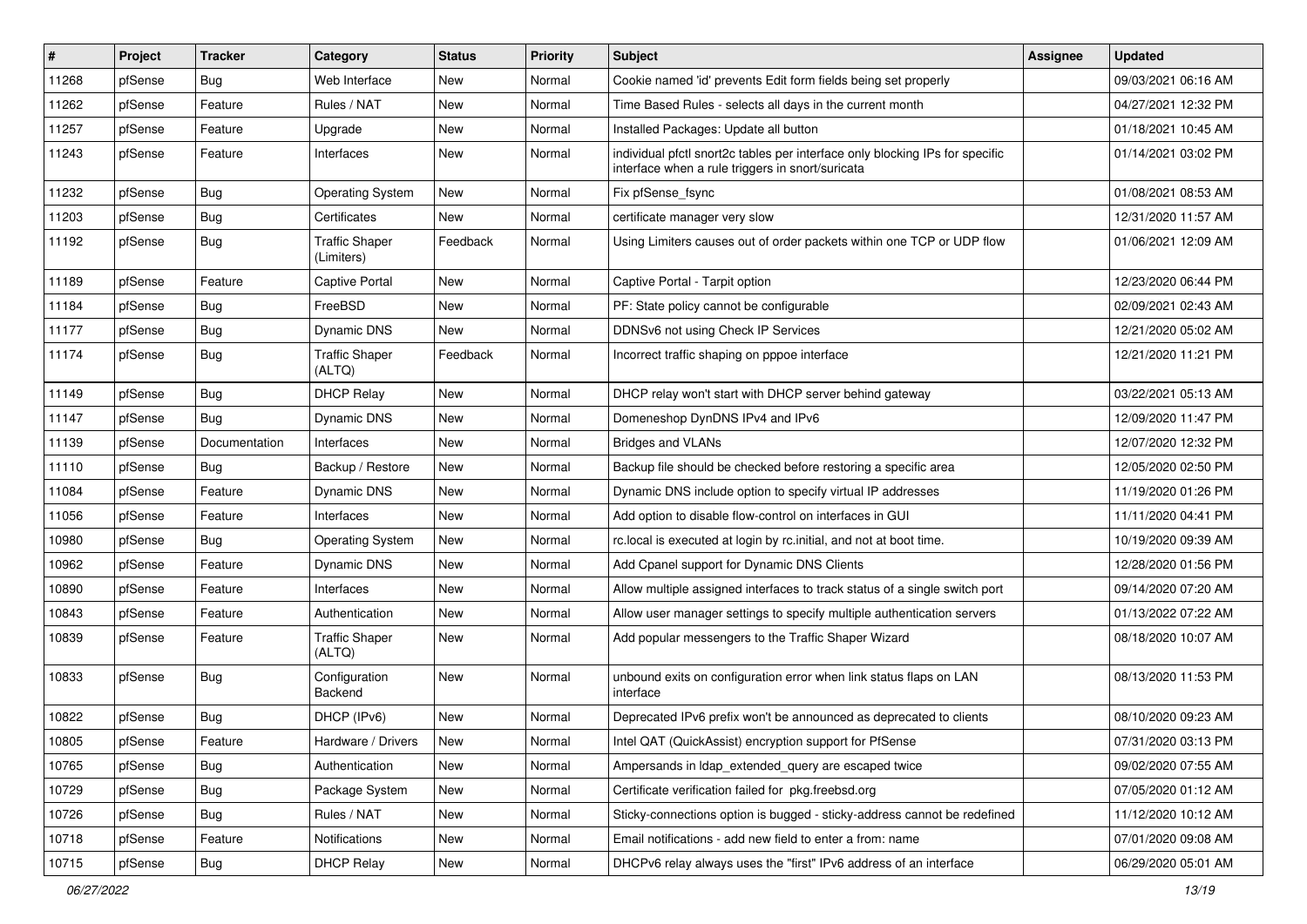| # | Project | Tracker | Category | Status | Priority | Subject | Assignee | Updated |
|---|---|---|---|---|---|---|---|---|
| 11268 | pfSense | Bug | Web Interface | New | Normal | Cookie named 'id' prevents Edit form fields being set properly | | 09/03/2021 06:16 AM |
| 11262 | pfSense | Feature | Rules / NAT | New | Normal | Time Based Rules - selects all days in the current month | | 04/27/2021 12:32 PM |
| 11257 | pfSense | Feature | Upgrade | New | Normal | Installed Packages: Update all button | | 01/18/2021 10:45 AM |
| 11243 | pfSense | Feature | Interfaces | New | Normal | individual pfctl snort2c tables per interface only blocking IPs for specific interface when a rule triggers in snort/suricata | | 01/14/2021 03:02 PM |
| 11232 | pfSense | Bug | Operating System | New | Normal | Fix pfSense_fsync | | 01/08/2021 08:53 AM |
| 11203 | pfSense | Bug | Certificates | New | Normal | certificate manager very slow | | 12/31/2020 11:57 AM |
| 11192 | pfSense | Bug | Traffic Shaper (Limiters) | Feedback | Normal | Using Limiters causes out of order packets within one TCP or UDP flow | | 01/06/2021 12:09 AM |
| 11189 | pfSense | Feature | Captive Portal | New | Normal | Captive Portal - Tarpit option | | 12/23/2020 06:44 PM |
| 11184 | pfSense | Bug | FreeBSD | New | Normal | PF: State policy cannot be configurable | | 02/09/2021 02:43 AM |
| 11177 | pfSense | Bug | Dynamic DNS | New | Normal | DDNSv6 not using Check IP Services | | 12/21/2020 05:02 AM |
| 11174 | pfSense | Bug | Traffic Shaper (ALTQ) | Feedback | Normal | Incorrect traffic shaping on pppoe interface | | 12/21/2020 11:21 PM |
| 11149 | pfSense | Bug | DHCP Relay | New | Normal | DHCP relay won't start with DHCP server behind gateway | | 03/22/2021 05:13 AM |
| 11147 | pfSense | Bug | Dynamic DNS | New | Normal | Domeneshop DynDNS IPv4 and IPv6 | | 12/09/2020 11:47 PM |
| 11139 | pfSense | Documentation | Interfaces | New | Normal | Bridges and VLANs | | 12/07/2020 12:32 PM |
| 11110 | pfSense | Bug | Backup / Restore | New | Normal | Backup file should be checked before restoring a specific area | | 12/05/2020 02:50 PM |
| 11084 | pfSense | Feature | Dynamic DNS | New | Normal | Dynamic DNS include option to specify virtual IP addresses | | 11/19/2020 01:26 PM |
| 11056 | pfSense | Feature | Interfaces | New | Normal | Add option to disable flow-control on interfaces in GUI | | 11/11/2020 04:41 PM |
| 10980 | pfSense | Bug | Operating System | New | Normal | rc.local is executed at login by rc.initial, and not at boot time. | | 10/19/2020 09:39 AM |
| 10962 | pfSense | Feature | Dynamic DNS | New | Normal | Add Cpanel support for Dynamic DNS Clients | | 12/28/2020 01:56 PM |
| 10890 | pfSense | Feature | Interfaces | New | Normal | Allow multiple assigned interfaces to track status of a single switch port | | 09/14/2020 07:20 AM |
| 10843 | pfSense | Feature | Authentication | New | Normal | Allow user manager settings to specify multiple authentication servers | | 01/13/2022 07:22 AM |
| 10839 | pfSense | Feature | Traffic Shaper (ALTQ) | New | Normal | Add popular messengers to the Traffic Shaper Wizard | | 08/18/2020 10:07 AM |
| 10833 | pfSense | Bug | Configuration Backend | New | Normal | unbound exits on configuration error when link status flaps on LAN interface | | 08/13/2020 11:53 PM |
| 10822 | pfSense | Bug | DHCP (IPv6) | New | Normal | Deprecated IPv6 prefix won't be announced as deprecated to clients | | 08/10/2020 09:23 AM |
| 10805 | pfSense | Feature | Hardware / Drivers | New | Normal | Intel QAT (QuickAssist) encryption support for PfSense | | 07/31/2020 03:13 PM |
| 10765 | pfSense | Bug | Authentication | New | Normal | Ampersands in ldap_extended_query are escaped twice | | 09/02/2020 07:55 AM |
| 10729 | pfSense | Bug | Package System | New | Normal | Certificate verification failed for pkg.freebsd.org | | 07/05/2020 01:12 AM |
| 10726 | pfSense | Bug | Rules / NAT | New | Normal | Sticky-connections option is bugged - sticky-address cannot be redefined | | 11/12/2020 10:12 AM |
| 10718 | pfSense | Feature | Notifications | New | Normal | Email notifications - add new field to enter a from: name | | 07/01/2020 09:08 AM |
| 10715 | pfSense | Bug | DHCP Relay | New | Normal | DHCPv6 relay always uses the "first" IPv6 address of an interface | | 06/29/2020 05:01 AM |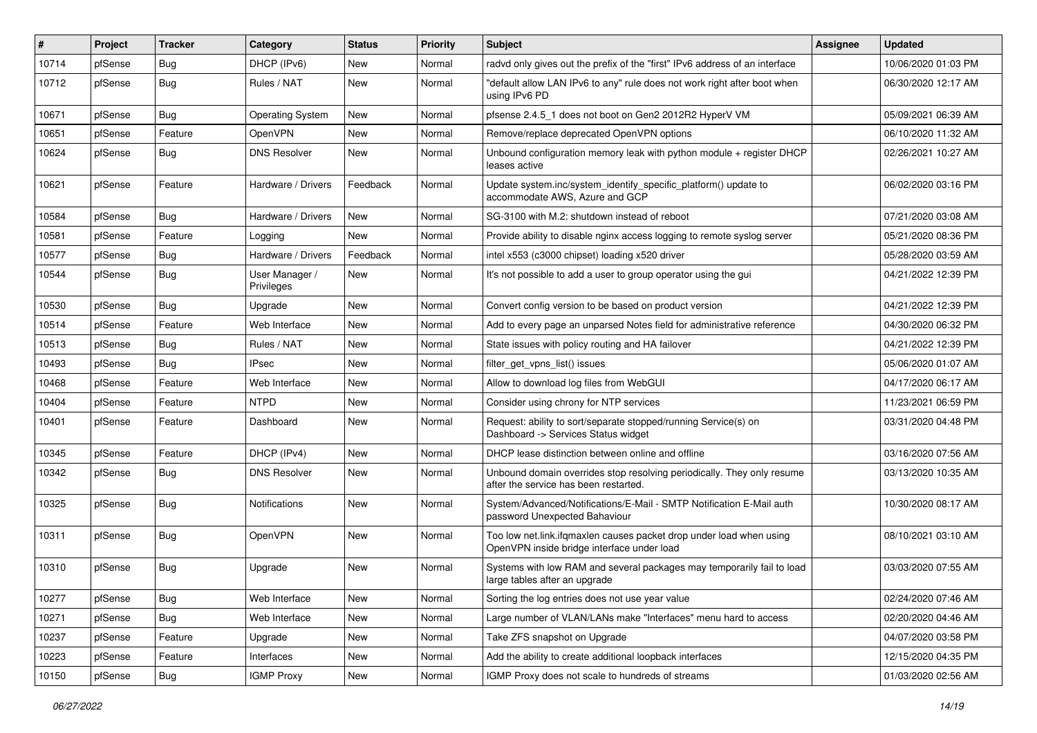| # | Project | Tracker | Category | Status | Priority | Subject | Assignee | Updated |
|---|---|---|---|---|---|---|---|---|
| 10714 | pfSense | Bug | DHCP (IPv6) | New | Normal | radvd only gives out the prefix of the "first" IPv6 address of an interface | | 10/06/2020 01:03 PM |
| 10712 | pfSense | Bug | Rules / NAT | New | Normal | "default allow LAN IPv6 to any" rule does not work right after boot when using IPv6 PD | | 06/30/2020 12:17 AM |
| 10671 | pfSense | Bug | Operating System | New | Normal | pfsense 2.4.5_1 does not boot on Gen2 2012R2 HyperV VM | | 05/09/2021 06:39 AM |
| 10651 | pfSense | Feature | OpenVPN | New | Normal | Remove/replace deprecated OpenVPN options | | 06/10/2020 11:32 AM |
| 10624 | pfSense | Bug | DNS Resolver | New | Normal | Unbound configuration memory leak with python module + register DHCP leases active | | 02/26/2021 10:27 AM |
| 10621 | pfSense | Feature | Hardware / Drivers | Feedback | Normal | Update system.inc/system_identify_specific_platform() update to accommodate AWS, Azure and GCP | | 06/02/2020 03:16 PM |
| 10584 | pfSense | Bug | Hardware / Drivers | New | Normal | SG-3100 with M.2: shutdown instead of reboot | | 07/21/2020 03:08 AM |
| 10581 | pfSense | Feature | Logging | New | Normal | Provide ability to disable nginx access logging to remote syslog server | | 05/21/2020 08:36 PM |
| 10577 | pfSense | Bug | Hardware / Drivers | Feedback | Normal | intel x553 (c3000 chipset) loading x520 driver | | 05/28/2020 03:59 AM |
| 10544 | pfSense | Bug | User Manager / Privileges | New | Normal | It's not possible to add a user to group operator using the gui | | 04/21/2022 12:39 PM |
| 10530 | pfSense | Bug | Upgrade | New | Normal | Convert config version to be based on product version | | 04/21/2022 12:39 PM |
| 10514 | pfSense | Feature | Web Interface | New | Normal | Add to every page an unparsed Notes field for administrative reference | | 04/30/2020 06:32 PM |
| 10513 | pfSense | Bug | Rules / NAT | New | Normal | State issues with policy routing and HA failover | | 04/21/2022 12:39 PM |
| 10493 | pfSense | Bug | IPsec | New | Normal | filter_get_vpns_list() issues | | 05/06/2020 01:07 AM |
| 10468 | pfSense | Feature | Web Interface | New | Normal | Allow to download log files from WebGUI | | 04/17/2020 06:17 AM |
| 10404 | pfSense | Feature | NTPD | New | Normal | Consider using chrony for NTP services | | 11/23/2021 06:59 PM |
| 10401 | pfSense | Feature | Dashboard | New | Normal | Request: ability to sort/separate stopped/running Service(s) on Dashboard -> Services Status widget | | 03/31/2020 04:48 PM |
| 10345 | pfSense | Feature | DHCP (IPv4) | New | Normal | DHCP lease distinction between online and offline | | 03/16/2020 07:56 AM |
| 10342 | pfSense | Bug | DNS Resolver | New | Normal | Unbound domain overrides stop resolving periodically. They only resume after the service has been restarted. | | 03/13/2020 10:35 AM |
| 10325 | pfSense | Bug | Notifications | New | Normal | System/Advanced/Notifications/E-Mail - SMTP Notification E-Mail auth password Unexpected Bahaviour | | 10/30/2020 08:17 AM |
| 10311 | pfSense | Bug | OpenVPN | New | Normal | Too low net.link.ifqmaxlen causes packet drop under load when using OpenVPN inside bridge interface under load | | 08/10/2021 03:10 AM |
| 10310 | pfSense | Bug | Upgrade | New | Normal | Systems with low RAM and several packages may temporarily fail to load large tables after an upgrade | | 03/03/2020 07:55 AM |
| 10277 | pfSense | Bug | Web Interface | New | Normal | Sorting the log entries does not use year value | | 02/24/2020 07:46 AM |
| 10271 | pfSense | Bug | Web Interface | New | Normal | Large number of VLAN/LANs make "Interfaces" menu hard to access | | 02/20/2020 04:46 AM |
| 10237 | pfSense | Feature | Upgrade | New | Normal | Take ZFS snapshot on Upgrade | | 04/07/2020 03:58 PM |
| 10223 | pfSense | Feature | Interfaces | New | Normal | Add the ability to create additional loopback interfaces | | 12/15/2020 04:35 PM |
| 10150 | pfSense | Bug | IGMP Proxy | New | Normal | IGMP Proxy does not scale to hundreds of streams | | 01/03/2020 02:56 AM |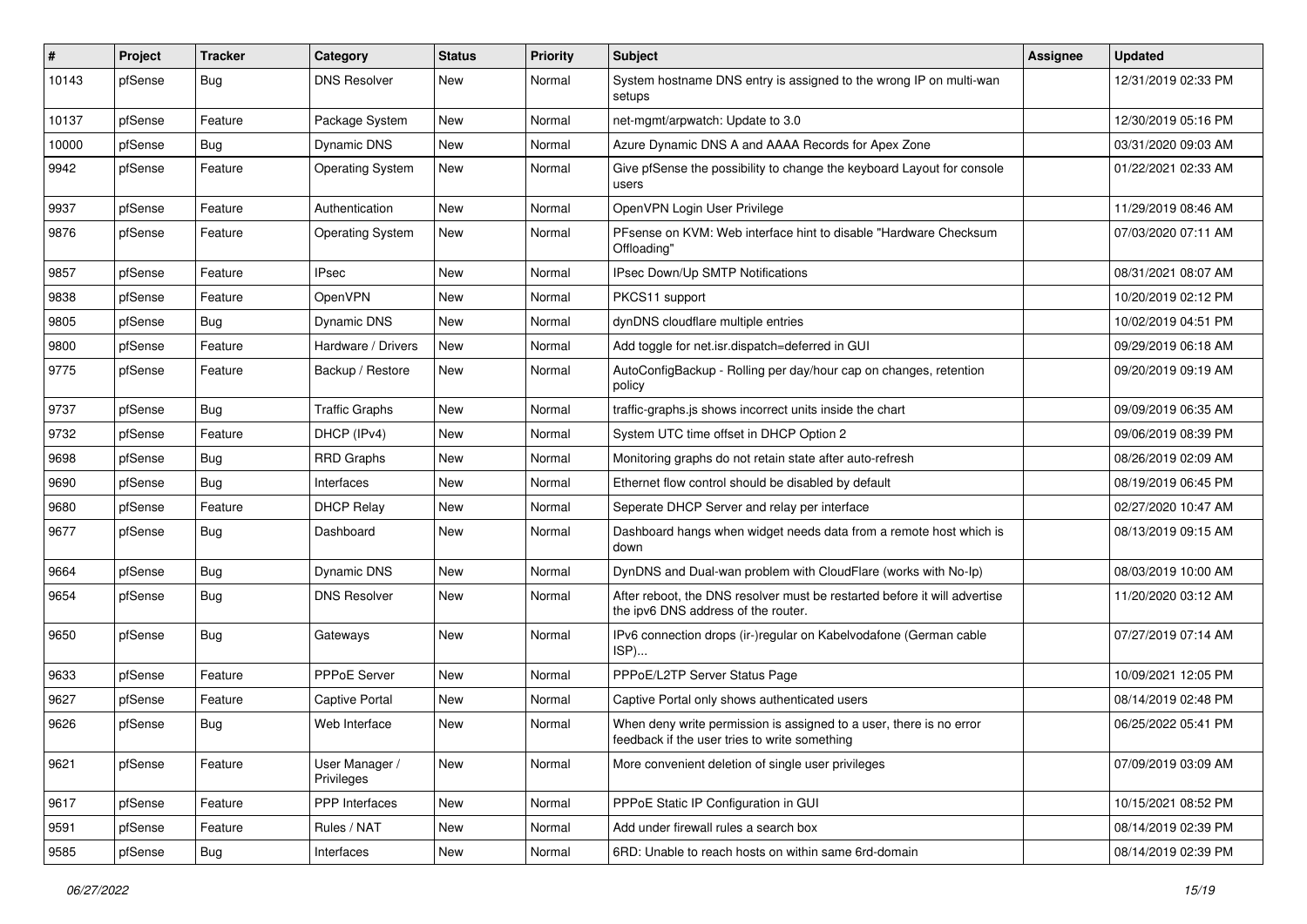| # | Project | Tracker | Category | Status | Priority | Subject | Assignee | Updated |
|---|---|---|---|---|---|---|---|---|
| 10143 | pfSense | Bug | DNS Resolver | New | Normal | System hostname DNS entry is assigned to the wrong IP on multi-wan setups | | 12/31/2019 02:33 PM |
| 10137 | pfSense | Feature | Package System | New | Normal | net-mgmt/arpwatch: Update to 3.0 | | 12/30/2019 05:16 PM |
| 10000 | pfSense | Bug | Dynamic DNS | New | Normal | Azure Dynamic DNS A and AAAA Records for Apex Zone | | 03/31/2020 09:03 AM |
| 9942 | pfSense | Feature | Operating System | New | Normal | Give pfSense the possibility to change the keyboard Layout for console users | | 01/22/2021 02:33 AM |
| 9937 | pfSense | Feature | Authentication | New | Normal | OpenVPN Login User Privilege | | 11/29/2019 08:46 AM |
| 9876 | pfSense | Feature | Operating System | New | Normal | PFsense on KVM: Web interface hint to disable "Hardware Checksum Offloading" | | 07/03/2020 07:11 AM |
| 9857 | pfSense | Feature | IPsec | New | Normal | IPsec Down/Up SMTP Notifications | | 08/31/2021 08:07 AM |
| 9838 | pfSense | Feature | OpenVPN | New | Normal | PKCS11 support | | 10/20/2019 02:12 PM |
| 9805 | pfSense | Bug | Dynamic DNS | New | Normal | dynDNS cloudflare multiple entries | | 10/02/2019 04:51 PM |
| 9800 | pfSense | Feature | Hardware / Drivers | New | Normal | Add toggle for net.isr.dispatch=deferred in GUI | | 09/29/2019 06:18 AM |
| 9775 | pfSense | Feature | Backup / Restore | New | Normal | AutoConfigBackup - Rolling per day/hour cap on changes, retention policy | | 09/20/2019 09:19 AM |
| 9737 | pfSense | Bug | Traffic Graphs | New | Normal | traffic-graphs.js shows incorrect units inside the chart | | 09/09/2019 06:35 AM |
| 9732 | pfSense | Feature | DHCP (IPv4) | New | Normal | System UTC time offset in DHCP Option 2 | | 09/06/2019 08:39 PM |
| 9698 | pfSense | Bug | RRD Graphs | New | Normal | Monitoring graphs do not retain state after auto-refresh | | 08/26/2019 02:09 AM |
| 9690 | pfSense | Bug | Interfaces | New | Normal | Ethernet flow control should be disabled by default | | 08/19/2019 06:45 PM |
| 9680 | pfSense | Feature | DHCP Relay | New | Normal | Seperate DHCP Server and relay per interface | | 02/27/2020 10:47 AM |
| 9677 | pfSense | Bug | Dashboard | New | Normal | Dashboard hangs when widget needs data from a remote host which is down | | 08/13/2019 09:15 AM |
| 9664 | pfSense | Bug | Dynamic DNS | New | Normal | DynDNS and Dual-wan problem with CloudFlare (works with No-Ip) | | 08/03/2019 10:00 AM |
| 9654 | pfSense | Bug | DNS Resolver | New | Normal | After reboot, the DNS resolver must be restarted before it will advertise the ipv6 DNS address of the router. | | 11/20/2020 03:12 AM |
| 9650 | pfSense | Bug | Gateways | New | Normal | IPv6 connection drops (ir-)regular on Kabelvodafone (German cable ISP)... | | 07/27/2019 07:14 AM |
| 9633 | pfSense | Feature | PPPoE Server | New | Normal | PPPoE/L2TP Server Status Page | | 10/09/2021 12:05 PM |
| 9627 | pfSense | Feature | Captive Portal | New | Normal | Captive Portal only shows authenticated users | | 08/14/2019 02:48 PM |
| 9626 | pfSense | Bug | Web Interface | New | Normal | When deny write permission is assigned to a user, there is no error feedback if the user tries to write something | | 06/25/2022 05:41 PM |
| 9621 | pfSense | Feature | User Manager / Privileges | New | Normal | More convenient deletion of single user privileges | | 07/09/2019 03:09 AM |
| 9617 | pfSense | Feature | PPP Interfaces | New | Normal | PPPoE Static IP Configuration in GUI | | 10/15/2021 08:52 PM |
| 9591 | pfSense | Feature | Rules / NAT | New | Normal | Add under firewall rules a search box | | 08/14/2019 02:39 PM |
| 9585 | pfSense | Bug | Interfaces | New | Normal | 6RD: Unable to reach hosts on within same 6rd-domain | | 08/14/2019 02:39 PM |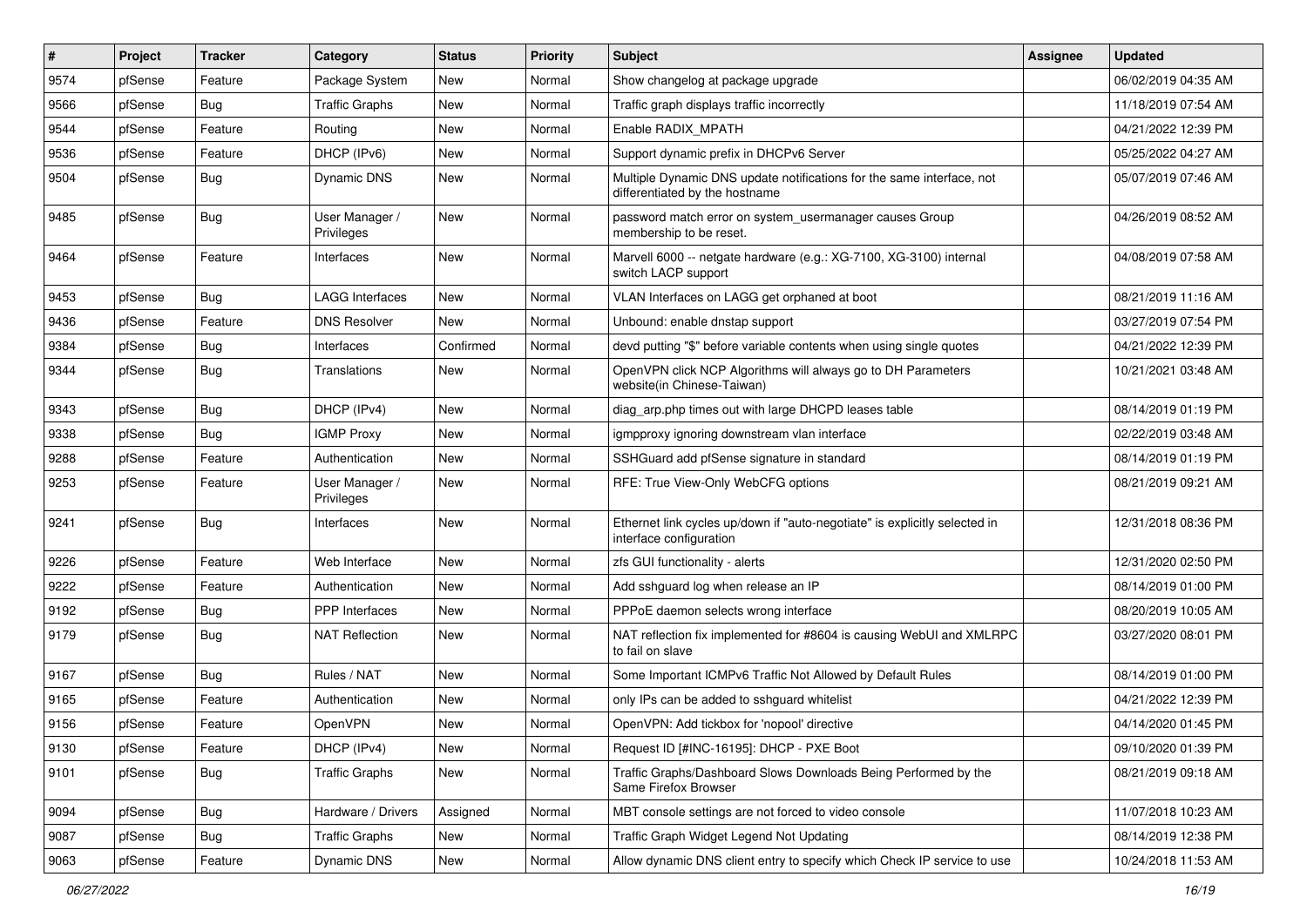| # | Project | Tracker | Category | Status | Priority | Subject | Assignee | Updated |
|---|---|---|---|---|---|---|---|---|
| 9574 | pfSense | Feature | Package System | New | Normal | Show changelog at package upgrade | | 06/02/2019 04:35 AM |
| 9566 | pfSense | Bug | Traffic Graphs | New | Normal | Traffic graph displays traffic incorrectly | | 11/18/2019 07:54 AM |
| 9544 | pfSense | Feature | Routing | New | Normal | Enable RADIX_MPATH | | 04/21/2022 12:39 PM |
| 9536 | pfSense | Feature | DHCP (IPv6) | New | Normal | Support dynamic prefix in DHCPv6 Server | | 05/25/2022 04:27 AM |
| 9504 | pfSense | Bug | Dynamic DNS | New | Normal | Multiple Dynamic DNS update notifications for the same interface, not differentiated by the hostname | | 05/07/2019 07:46 AM |
| 9485 | pfSense | Bug | User Manager / Privileges | New | Normal | password match error on system_usermanager causes Group membership to be reset. | | 04/26/2019 08:52 AM |
| 9464 | pfSense | Feature | Interfaces | New | Normal | Marvell 6000 -- netgate hardware (e.g.: XG-7100, XG-3100) internal switch LACP support | | 04/08/2019 07:58 AM |
| 9453 | pfSense | Bug | LAGG Interfaces | New | Normal | VLAN Interfaces on LAGG get orphaned at boot | | 08/21/2019 11:16 AM |
| 9436 | pfSense | Feature | DNS Resolver | New | Normal | Unbound: enable dnstap support | | 03/27/2019 07:54 PM |
| 9384 | pfSense | Bug | Interfaces | Confirmed | Normal | devd putting "$" before variable contents when using single quotes | | 04/21/2022 12:39 PM |
| 9344 | pfSense | Bug | Translations | New | Normal | OpenVPN click NCP Algorithms will always go to DH Parameters website(in Chinese-Taiwan) | | 10/21/2021 03:48 AM |
| 9343 | pfSense | Bug | DHCP (IPv4) | New | Normal | diag_arp.php times out with large DHCPD leases table | | 08/14/2019 01:19 PM |
| 9338 | pfSense | Bug | IGMP Proxy | New | Normal | igmpproxy ignoring downstream vlan interface | | 02/22/2019 03:48 AM |
| 9288 | pfSense | Feature | Authentication | New | Normal | SSHGuard add pfSense signature in standard | | 08/14/2019 01:19 PM |
| 9253 | pfSense | Feature | User Manager / Privileges | New | Normal | RFE: True View-Only WebCFG options | | 08/21/2019 09:21 AM |
| 9241 | pfSense | Bug | Interfaces | New | Normal | Ethernet link cycles up/down if "auto-negotiate" is explicitly selected in interface configuration | | 12/31/2018 08:36 PM |
| 9226 | pfSense | Feature | Web Interface | New | Normal | zfs GUI functionality - alerts | | 12/31/2020 02:50 PM |
| 9222 | pfSense | Feature | Authentication | New | Normal | Add sshguard log when release an IP | | 08/14/2019 01:00 PM |
| 9192 | pfSense | Bug | PPP Interfaces | New | Normal | PPPoE daemon selects wrong interface | | 08/20/2019 10:05 AM |
| 9179 | pfSense | Bug | NAT Reflection | New | Normal | NAT reflection fix implemented for #8604 is causing WebUI and XMLRPC to fail on slave | | 03/27/2020 08:01 PM |
| 9167 | pfSense | Bug | Rules / NAT | New | Normal | Some Important ICMPv6 Traffic Not Allowed by Default Rules | | 08/14/2019 01:00 PM |
| 9165 | pfSense | Feature | Authentication | New | Normal | only IPs can be added to sshguard whitelist | | 04/21/2022 12:39 PM |
| 9156 | pfSense | Feature | OpenVPN | New | Normal | OpenVPN: Add tickbox for 'nopool' directive | | 04/14/2020 01:45 PM |
| 9130 | pfSense | Feature | DHCP (IPv4) | New | Normal | Request ID [#INC-16195]: DHCP - PXE Boot | | 09/10/2020 01:39 PM |
| 9101 | pfSense | Bug | Traffic Graphs | New | Normal | Traffic Graphs/Dashboard Slows Downloads Being Performed by the Same Firefox Browser | | 08/21/2019 09:18 AM |
| 9094 | pfSense | Bug | Hardware / Drivers | Assigned | Normal | MBT console settings are not forced to video console | | 11/07/2018 10:23 AM |
| 9087 | pfSense | Bug | Traffic Graphs | New | Normal | Traffic Graph Widget Legend Not Updating | | 08/14/2019 12:38 PM |
| 9063 | pfSense | Feature | Dynamic DNS | New | Normal | Allow dynamic DNS client entry to specify which Check IP service to use | | 10/24/2018 11:53 AM |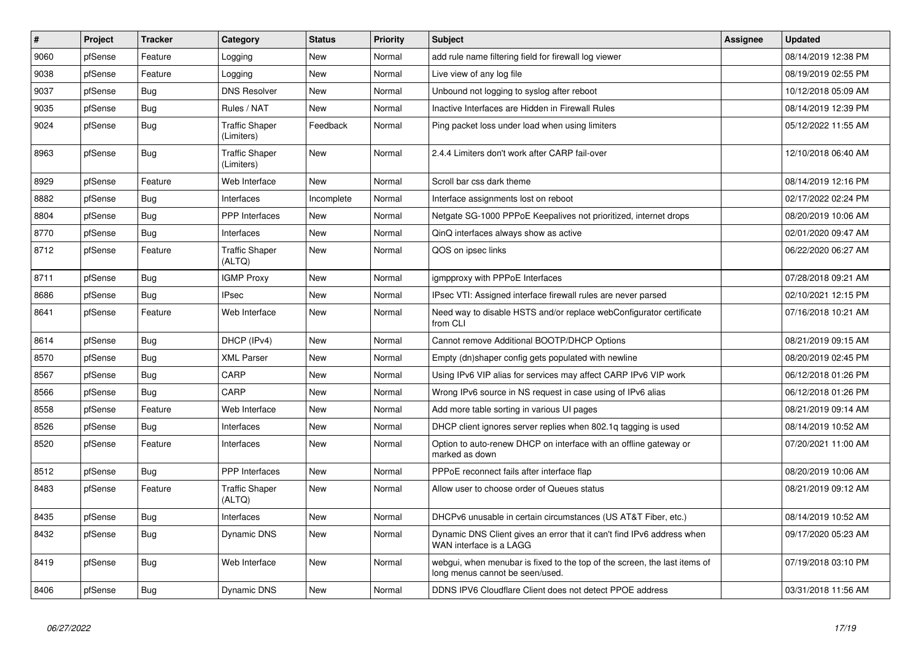| # | Project | Tracker | Category | Status | Priority | Subject | Assignee | Updated |
|---|---|---|---|---|---|---|---|---|
| 9060 | pfSense | Feature | Logging | New | Normal | add rule name filtering field for firewall log viewer | | 08/14/2019 12:38 PM |
| 9038 | pfSense | Feature | Logging | New | Normal | Live view of any log file | | 08/19/2019 02:55 PM |
| 9037 | pfSense | Bug | DNS Resolver | New | Normal | Unbound not logging to syslog after reboot | | 10/12/2018 05:09 AM |
| 9035 | pfSense | Bug | Rules / NAT | New | Normal | Inactive Interfaces are Hidden in Firewall Rules | | 08/14/2019 12:39 PM |
| 9024 | pfSense | Bug | Traffic Shaper (Limiters) | Feedback | Normal | Ping packet loss under load when using limiters | | 05/12/2022 11:55 AM |
| 8963 | pfSense | Bug | Traffic Shaper (Limiters) | New | Normal | 2.4.4 Limiters don't work after CARP fail-over | | 12/10/2018 06:40 AM |
| 8929 | pfSense | Feature | Web Interface | New | Normal | Scroll bar css dark theme | | 08/14/2019 12:16 PM |
| 8882 | pfSense | Bug | Interfaces | Incomplete | Normal | Interface assignments lost on reboot | | 02/17/2022 02:24 PM |
| 8804 | pfSense | Bug | PPP Interfaces | New | Normal | Netgate SG-1000 PPPoE Keepalives not prioritized, internet drops | | 08/20/2019 10:06 AM |
| 8770 | pfSense | Bug | Interfaces | New | Normal | QinQ interfaces always show as active | | 02/01/2020 09:47 AM |
| 8712 | pfSense | Feature | Traffic Shaper (ALTQ) | New | Normal | QOS on ipsec links | | 06/22/2020 06:27 AM |
| 8711 | pfSense | Bug | IGMP Proxy | New | Normal | igmpproxy with PPPoE Interfaces | | 07/28/2018 09:21 AM |
| 8686 | pfSense | Bug | IPsec | New | Normal | IPsec VTI: Assigned interface firewall rules are never parsed | | 02/10/2021 12:15 PM |
| 8641 | pfSense | Feature | Web Interface | New | Normal | Need way to disable HSTS and/or replace webConfigurator certificate from CLI | | 07/16/2018 10:21 AM |
| 8614 | pfSense | Bug | DHCP (IPv4) | New | Normal | Cannot remove Additional BOOTP/DHCP Options | | 08/21/2019 09:15 AM |
| 8570 | pfSense | Bug | XML Parser | New | Normal | Empty (dn)shaper config gets populated with newline | | 08/20/2019 02:45 PM |
| 8567 | pfSense | Bug | CARP | New | Normal | Using IPv6 VIP alias for services may affect CARP IPv6 VIP work | | 06/12/2018 01:26 PM |
| 8566 | pfSense | Bug | CARP | New | Normal | Wrong IPv6 source in NS request in case using of IPv6 alias | | 06/12/2018 01:26 PM |
| 8558 | pfSense | Feature | Web Interface | New | Normal | Add more table sorting in various UI pages | | 08/21/2019 09:14 AM |
| 8526 | pfSense | Bug | Interfaces | New | Normal | DHCP client ignores server replies when 802.1q tagging is used | | 08/14/2019 10:52 AM |
| 8520 | pfSense | Feature | Interfaces | New | Normal | Option to auto-renew DHCP on interface with an offline gateway or marked as down | | 07/20/2021 11:00 AM |
| 8512 | pfSense | Bug | PPP Interfaces | New | Normal | PPPoE reconnect fails after interface flap | | 08/20/2019 10:06 AM |
| 8483 | pfSense | Feature | Traffic Shaper (ALTQ) | New | Normal | Allow user to choose order of Queues status | | 08/21/2019 09:12 AM |
| 8435 | pfSense | Bug | Interfaces | New | Normal | DHCPv6 unusable in certain circumstances (US AT&T Fiber, etc.) | | 08/14/2019 10:52 AM |
| 8432 | pfSense | Bug | Dynamic DNS | New | Normal | Dynamic DNS Client gives an error that it can't find IPv6 address when WAN interface is a LAGG | | 09/17/2020 05:23 AM |
| 8419 | pfSense | Bug | Web Interface | New | Normal | webgui, when menubar is fixed to the top of the screen, the last items of long menus cannot be seen/used. | | 07/19/2018 03:10 PM |
| 8406 | pfSense | Bug | Dynamic DNS | New | Normal | DDNS IPV6 Cloudflare Client does not detect PPOE address | | 03/31/2018 11:56 AM |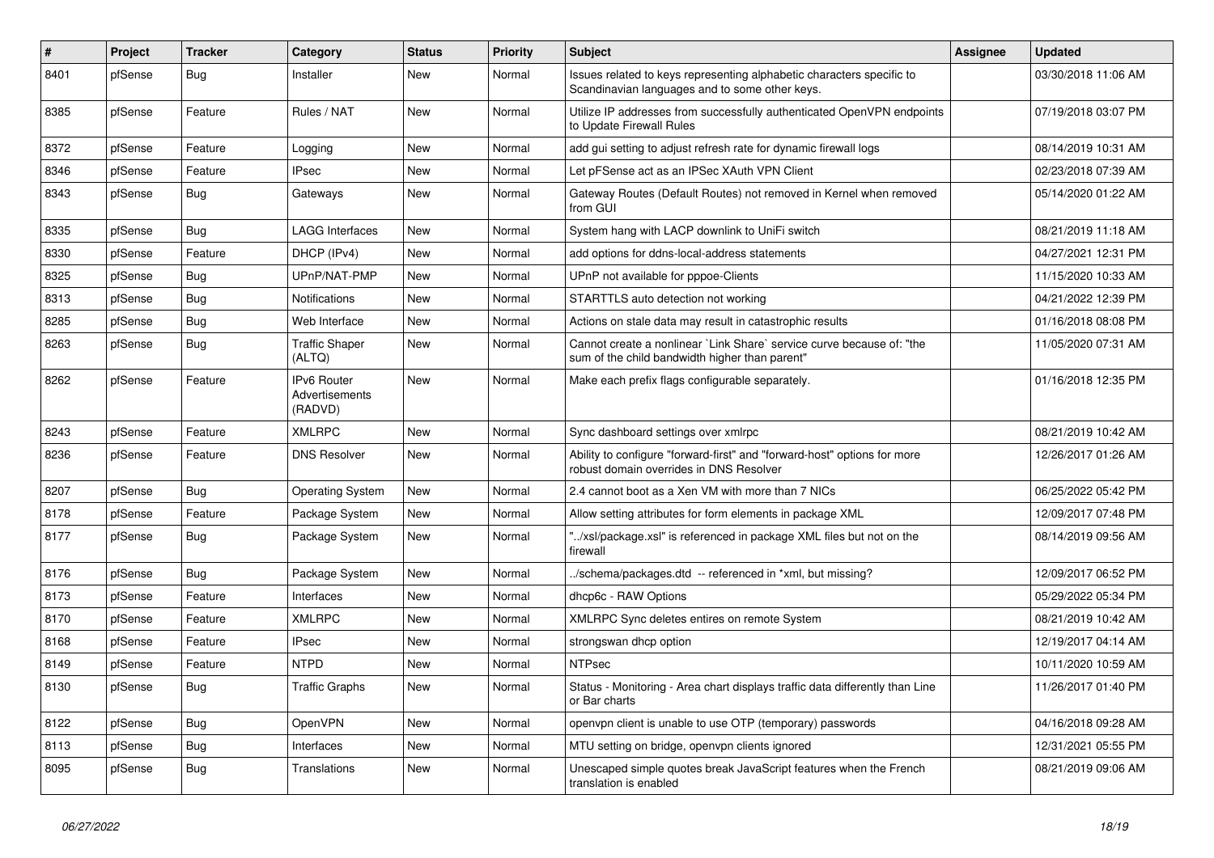| # | Project | Tracker | Category | Status | Priority | Subject | Assignee | Updated |
|---|---|---|---|---|---|---|---|---|
| 8401 | pfSense | Bug | Installer | New | Normal | Issues related to keys representing alphabetic characters specific to Scandinavian languages and to some other keys. | | 03/30/2018 11:06 AM |
| 8385 | pfSense | Feature | Rules / NAT | New | Normal | Utilize IP addresses from successfully authenticated OpenVPN endpoints to Update Firewall Rules | | 07/19/2018 03:07 PM |
| 8372 | pfSense | Feature | Logging | New | Normal | add gui setting to adjust refresh rate for dynamic firewall logs | | 08/14/2019 10:31 AM |
| 8346 | pfSense | Feature | IPsec | New | Normal | Let pFSense act as an IPSec XAuth VPN Client | | 02/23/2018 07:39 AM |
| 8343 | pfSense | Bug | Gateways | New | Normal | Gateway Routes (Default Routes) not removed in Kernel when removed from GUI | | 05/14/2020 01:22 AM |
| 8335 | pfSense | Bug | LAGG Interfaces | New | Normal | System hang with LACP downlink to UniFi switch | | 08/21/2019 11:18 AM |
| 8330 | pfSense | Feature | DHCP (IPv4) | New | Normal | add options for ddns-local-address statements | | 04/27/2021 12:31 PM |
| 8325 | pfSense | Bug | UPnP/NAT-PMP | New | Normal | UPnP not available for pppoe-Clients | | 11/15/2020 10:33 AM |
| 8313 | pfSense | Bug | Notifications | New | Normal | STARTTLS auto detection not working | | 04/21/2022 12:39 PM |
| 8285 | pfSense | Bug | Web Interface | New | Normal | Actions on stale data may result in catastrophic results | | 01/16/2018 08:08 PM |
| 8263 | pfSense | Bug | Traffic Shaper (ALTQ) | New | Normal | Cannot create a nonlinear `Link Share` service curve because of: "the sum of the child bandwidth higher than parent" | | 11/05/2020 07:31 AM |
| 8262 | pfSense | Feature | IPv6 Router Advertisements (RADVD) | New | Normal | Make each prefix flags configurable separately. | | 01/16/2018 12:35 PM |
| 8243 | pfSense | Feature | XMLRPC | New | Normal | Sync dashboard settings over xmlrpc | | 08/21/2019 10:42 AM |
| 8236 | pfSense | Feature | DNS Resolver | New | Normal | Ability to configure "forward-first" and "forward-host" options for more robust domain overrides in DNS Resolver | | 12/26/2017 01:26 AM |
| 8207 | pfSense | Bug | Operating System | New | Normal | 2.4 cannot boot as a Xen VM with more than 7 NICs | | 06/25/2022 05:42 PM |
| 8178 | pfSense | Feature | Package System | New | Normal | Allow setting attributes for form elements in package XML | | 12/09/2017 07:48 PM |
| 8177 | pfSense | Bug | Package System | New | Normal | "../xsl/package.xsl" is referenced in package XML files but not on the firewall | | 08/14/2019 09:56 AM |
| 8176 | pfSense | Bug | Package System | New | Normal | ../schema/packages.dtd -- referenced in *xml, but missing? | | 12/09/2017 06:52 PM |
| 8173 | pfSense | Feature | Interfaces | New | Normal | dhcp6c - RAW Options | | 05/29/2022 05:34 PM |
| 8170 | pfSense | Feature | XMLRPC | New | Normal | XMLRPC Sync deletes entires on remote System | | 08/21/2019 10:42 AM |
| 8168 | pfSense | Feature | IPsec | New | Normal | strongswan dhcp option | | 12/19/2017 04:14 AM |
| 8149 | pfSense | Feature | NTPD | New | Normal | NTPsec | | 10/11/2020 10:59 AM |
| 8130 | pfSense | Bug | Traffic Graphs | New | Normal | Status - Monitoring - Area chart displays traffic data differently than Line or Bar charts | | 11/26/2017 01:40 PM |
| 8122 | pfSense | Bug | OpenVPN | New | Normal | openvpn client is unable to use OTP (temporary) passwords | | 04/16/2018 09:28 AM |
| 8113 | pfSense | Bug | Interfaces | New | Normal | MTU setting on bridge, openvpn clients ignored | | 12/31/2021 05:55 PM |
| 8095 | pfSense | Bug | Translations | New | Normal | Unescaped simple quotes break JavaScript features when the French translation is enabled | | 08/21/2019 09:06 AM |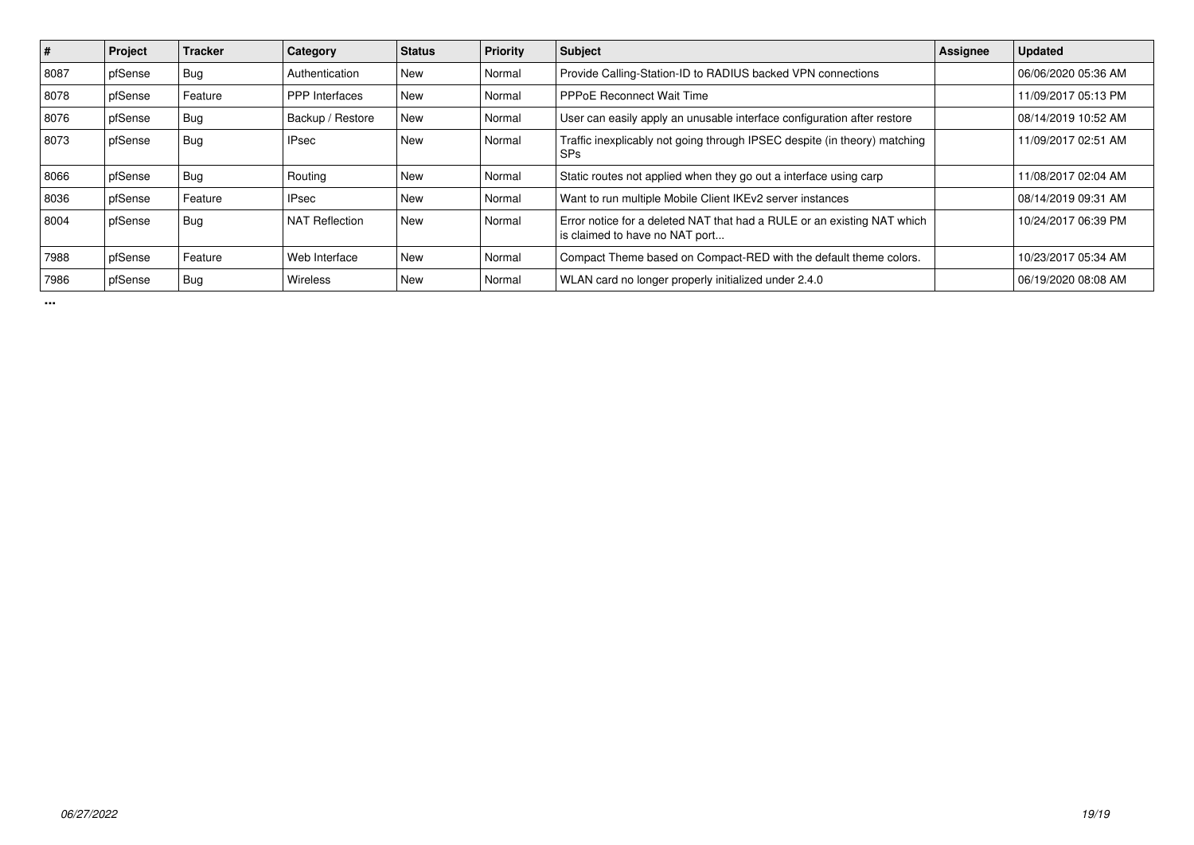| # | Project | Tracker | Category | Status | Priority | Subject | Assignee | Updated |
|---|---|---|---|---|---|---|---|---|
| 8087 | pfSense | Bug | Authentication | New | Normal | Provide Calling-Station-ID to RADIUS backed VPN connections | | 06/06/2020 05:36 AM |
| 8078 | pfSense | Feature | PPP Interfaces | New | Normal | PPPoE Reconnect Wait Time | | 11/09/2017 05:13 PM |
| 8076 | pfSense | Bug | Backup / Restore | New | Normal | User can easily apply an unusable interface configuration after restore | | 08/14/2019 10:52 AM |
| 8073 | pfSense | Bug | IPsec | New | Normal | Traffic inexplicably not going through IPSEC despite (in theory) matching SPs | | 11/09/2017 02:51 AM |
| 8066 | pfSense | Bug | Routing | New | Normal | Static routes not applied when they go out a interface using carp | | 11/08/2017 02:04 AM |
| 8036 | pfSense | Feature | IPsec | New | Normal | Want to run multiple Mobile Client IKEv2 server instances | | 08/14/2019 09:31 AM |
| 8004 | pfSense | Bug | NAT Reflection | New | Normal | Error notice for a deleted NAT that had a RULE or an existing NAT which is claimed to have no NAT port... | | 10/24/2017 06:39 PM |
| 7988 | pfSense | Feature | Web Interface | New | Normal | Compact Theme based on Compact-RED with the default theme colors. | | 10/23/2017 05:34 AM |
| 7986 | pfSense | Bug | Wireless | New | Normal | WLAN card no longer properly initialized under 2.4.0 | | 06/19/2020 08:08 AM |

...